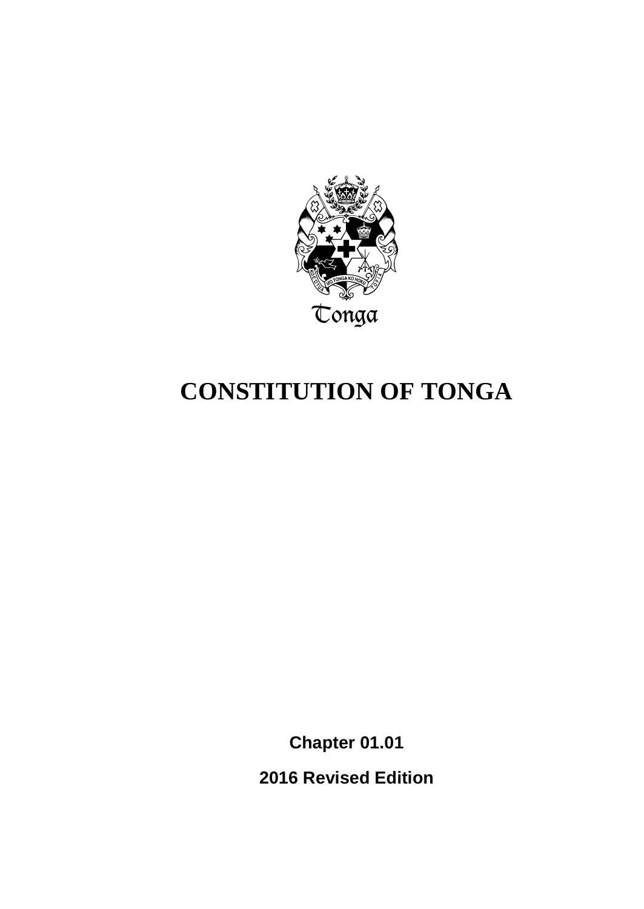Tonga

# CONSTITUTION OF TONGA

**Chapter 01.01**

**2016 Revised Edition**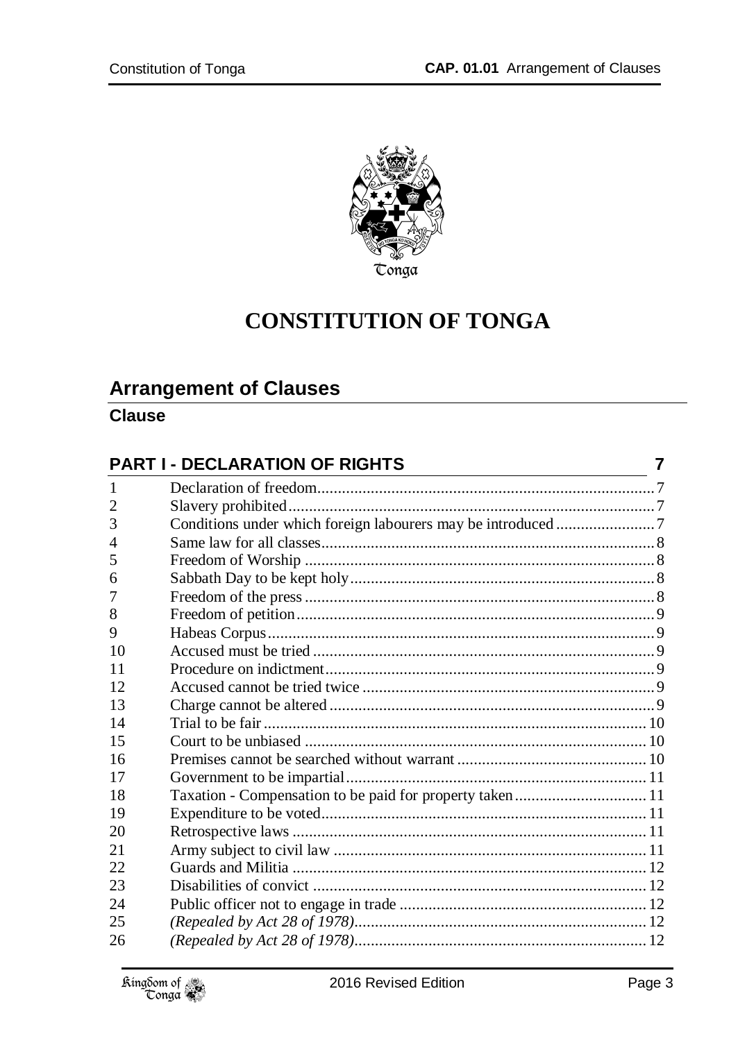# CONSTITUTION OF TONGA

## Arrangement of Clauses

### Clause

| | PART I - DECLARATION OF RIGHTS | 7 |
|---|---|---|
| 1 | Declaration of freedom | 7 |
| 2 | Slavery prohibited | 7 |
| 3 | Conditions under which foreign labourers may be introduced | 7 |
| 4 | Same law for all classes | 8 |
| 5 | Freedom of Worship | 8 |
| 6 | Sabbath Day to be kept holy | 8 |
| 7 | Freedom of the press | 8 |
| 8 | Freedom of petition | 9 |
| 9 | Habeas Corpus | 9 |
| 10 | Accused must be tried | 9 |
| 11 | Procedure on indictment | 9 |
| 12 | Accused cannot be tried twice | 9 |
| 13 | Charge cannot be altered | 9 |
| 14 | Trial to be fair | 10 |
| 15 | Court to be unbiased | 10 |
| 16 | Premises cannot be searched without warrant | 10 |
| 17 | Government to be impartial | 11 |
| 18 | Taxation - Compensation to be paid for property taken | 11 |
| 19 | Expenditure to be voted | 11 |
| 20 | Retrospective laws | 11 |
| 21 | Army subject to civil law | 11 |
| 22 | Guards and Militia | 12 |
| 23 | Disabilities of convict | 12 |
| 24 | Public officer not to engage in trade | 12 |
| 25 | *(Repealed by Act 28 of 1978)* | 12 |
| 26 | *(Repealed by Act 28 of 1978)* | 12 |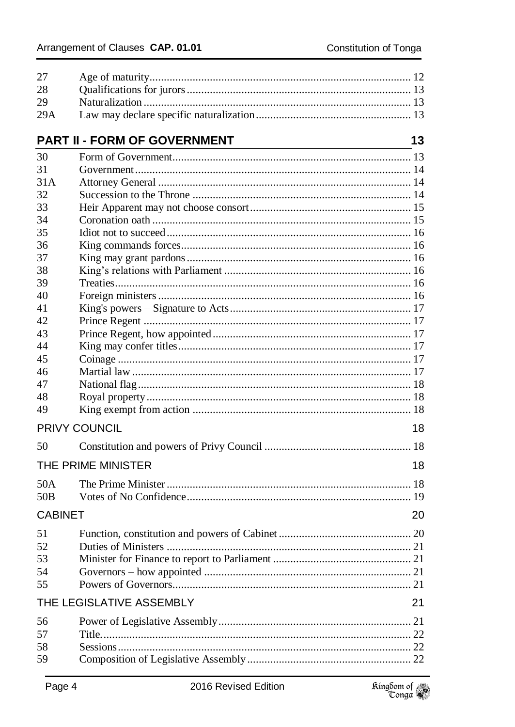| | | |
|---|---|---|
| 27 | Age of maturity | 12 |
| 28 | Qualifications for jurors | 13 |
| 29 | Naturalization | 13 |
| 29A | Law may declare specific naturalization | 13 |

## PART II - FORM OF GOVERNMENT 13

| | | |
|---|---|---|
| 30 | Form of Government | 13 |
| 31 | Government | 14 |
| 31A | Attorney General | 14 |
| 32 | Succession to the Throne | 14 |
| 33 | Heir Apparent may not choose consort | 15 |
| 34 | Coronation oath | 15 |
| 35 | Idiot not to succeed | 16 |
| 36 | King commands forces | 16 |
| 37 | King may grant pardons | 16 |
| 38 | King's relations with Parliament | 16 |
| 39 | Treaties | 16 |
| 40 | Foreign ministers | 16 |
| 41 | King's powers – Signature to Acts | 17 |
| 42 | Prince Regent | 17 |
| 43 | Prince Regent, how appointed | 17 |
| 44 | King may confer titles | 17 |
| 45 | Coinage | 17 |
| 46 | Martial law | 17 |
| 47 | National flag | 18 |
| 48 | Royal property | 18 |
| 49 | King exempt from action | 18 |

### PRIVY COUNCIL 18

| | | |
|---|---|---|
| 50 | Constitution and powers of Privy Council | 18 |

### THE PRIME MINISTER 18

| | | |
|---|---|---|
| 50A | The Prime Minister | 18 |
| 50B | Votes of No Confidence | 19 |

### CABINET 20

| | | |
|---|---|---|
| 51 | Function, constitution and powers of Cabinet | 20 |
| 52 | Duties of Ministers | 21 |
| 53 | Minister for Finance to report to Parliament | 21 |
| 54 | Governors – how appointed | 21 |
| 55 | Powers of Governors | 21 |

### THE LEGISLATIVE ASSEMBLY 21

| | | |
|---|---|---|
| 56 | Power of Legislative Assembly | 21 |
| 57 | Title | 22 |
| 58 | Sessions | 22 |
| 59 | Composition of Legislative Assembly | 22 |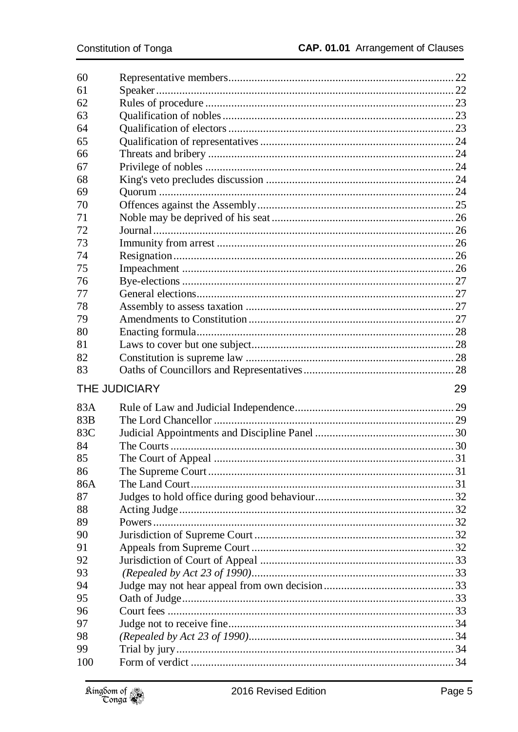| | | |
|---|---|---|
| 60 | Representative members | 22 |
| 61 | Speaker | 22 |
| 62 | Rules of procedure | 23 |
| 63 | Qualification of nobles | 23 |
| 64 | Qualification of electors | 23 |
| 65 | Qualification of representatives | 24 |
| 66 | Threats and bribery | 24 |
| 67 | Privilege of nobles | 24 |
| 68 | King's veto precludes discussion | 24 |
| 69 | Quorum | 24 |
| 70 | Offences against the Assembly | 25 |
| 71 | Noble may be deprived of his seat | 26 |
| 72 | Journal | 26 |
| 73 | Immunity from arrest | 26 |
| 74 | Resignation | 26 |
| 75 | Impeachment | 26 |
| 76 | Bye-elections | 27 |
| 77 | General elections | 27 |
| 78 | Assembly to assess taxation | 27 |
| 79 | Amendments to Constitution | 27 |
| 80 | Enacting formula | 28 |
| 81 | Laws to cover but one subject | 28 |
| 82 | Constitution is supreme law | 28 |
| 83 | Oaths of Councillors and Representatives | 28 |

## THE JUDICIARY 29

| | | |
|---|---|---|
| 83A | Rule of Law and Judicial Independence | 29 |
| 83B | The Lord Chancellor | 29 |
| 83C | Judicial Appointments and Discipline Panel | 30 |
| 84 | The Courts | 30 |
| 85 | The Court of Appeal | 31 |
| 86 | The Supreme Court | 31 |
| 86A | The Land Court | 31 |
| 87 | Judges to hold office during good behaviour | 32 |
| 88 | Acting Judge | 32 |
| 89 | Powers | 32 |
| 90 | Jurisdiction of Supreme Court | 32 |
| 91 | Appeals from Supreme Court | 32 |
| 92 | Jurisdiction of Court of Appeal | 33 |
| 93 | *(Repealed by Act 23 of 1990)* | 33 |
| 94 | Judge may not hear appeal from own decision | 33 |
| 95 | Oath of Judge | 33 |
| 96 | Court fees | 33 |
| 97 | Judge not to receive fine | 34 |
| 98 | *(Repealed by Act 23 of 1990)* | 34 |
| 99 | Trial by jury | 34 |
| 100 | Form of verdict | 34 |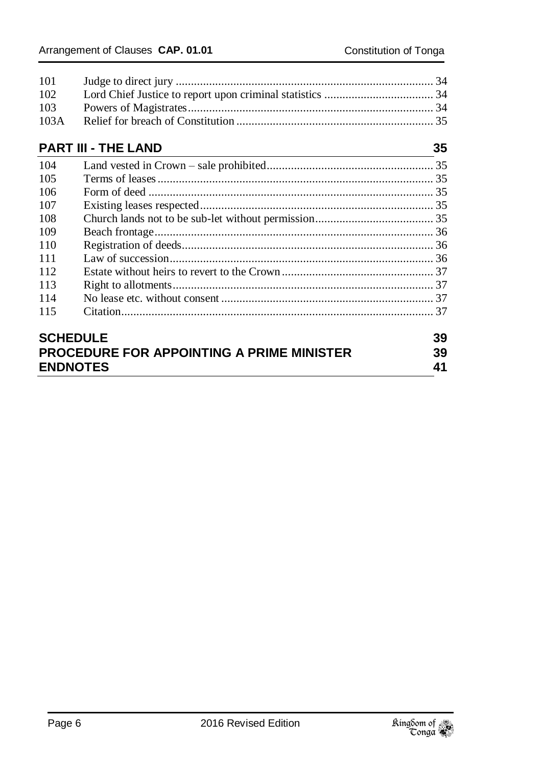| | | |
|---|---|---|
| 101 | Judge to direct jury | 34 |
| 102 | Lord Chief Justice to report upon criminal statistics | 34 |
| 103 | Powers of Magistrates | 34 |
| 103A | Relief for breach of Constitution | 35 |

## PART III - THE LAND 35

| | | |
|---|---|---|
| 104 | Land vested in Crown – sale prohibited | 35 |
| 105 | Terms of leases | 35 |
| 106 | Form of deed | 35 |
| 107 | Existing leases respected | 35 |
| 108 | Church lands not to be sub-let without permission | 35 |
| 109 | Beach frontage | 36 |
| 110 | Registration of deeds | 36 |
| 111 | Law of succession | 36 |
| 112 | Estate without heirs to revert to the Crown | 37 |
| 113 | Right to allotments | 37 |
| 114 | No lease etc. without consent | 37 |
| 115 | Citation | 37 |

## SCHEDULE 39

## PROCEDURE FOR APPOINTING A PRIME MINISTER 39

## ENDNOTES 41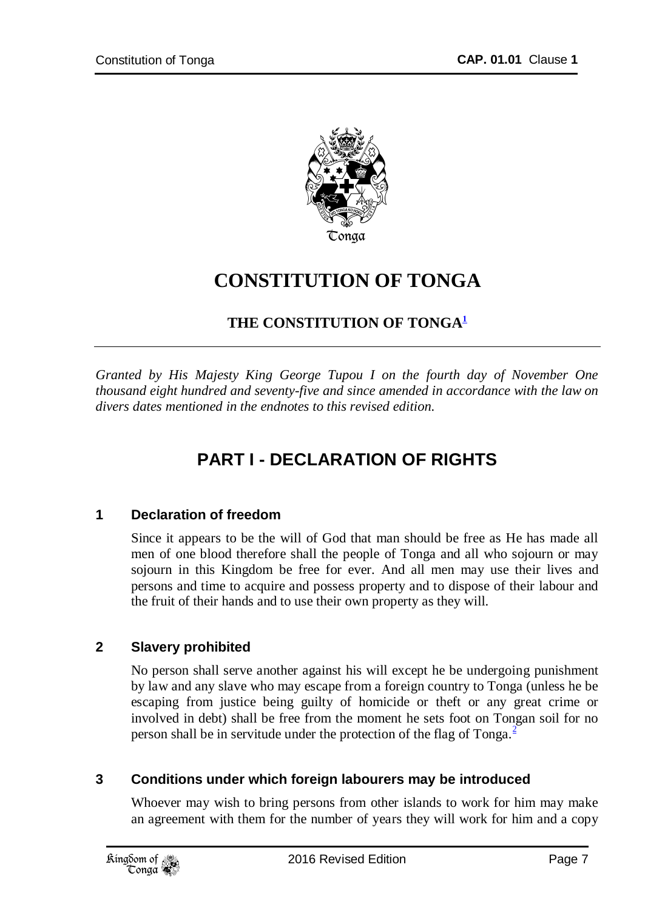# CONSTITUTION OF TONGA

## THE CONSTITUTION OF TONGA[1]

*Granted by His Majesty King George Tupou I on the fourth day of November One thousand eight hundred and seventy-five and since amended in accordance with the law on divers dates mentioned in the endnotes to this revised edition.*

## PART I - DECLARATION OF RIGHTS

### 1 Declaration of freedom

Since it appears to be the will of God that man should be free as He has made all men of one blood therefore shall the people of Tonga and all who sojourn or may sojourn in this Kingdom be free for ever. And all men may use their lives and persons and time to acquire and possess property and to dispose of their labour and the fruit of their hands and to use their own property as they will.

### 2 Slavery prohibited

No person shall serve another against his will except he be undergoing punishment by law and any slave who may escape from a foreign country to Tonga (unless he be escaping from justice being guilty of homicide or theft or any great crime or involved in debt) shall be free from the moment he sets foot on Tongan soil for no person shall be in servitude under the protection of the flag of Tonga.[2]

### 3 Conditions under which foreign labourers may be introduced

Whoever may wish to bring persons from other islands to work for him may make an agreement with them for the number of years they will work for him and a copy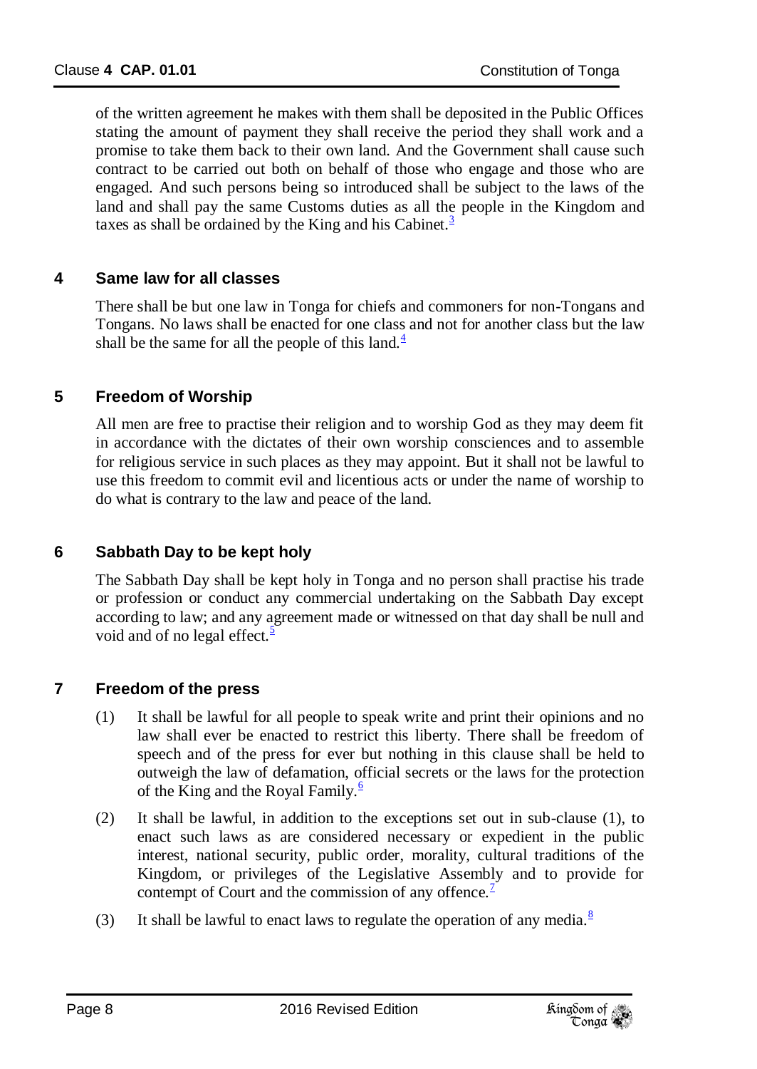of the written agreement he makes with them shall be deposited in the Public Offices stating the amount of payment they shall receive the period they shall work and a promise to take them back to their own land. And the Government shall cause such contract to be carried out both on behalf of those who engage and those who are engaged. And such persons being so introduced shall be subject to the laws of the land and shall pay the same Customs duties as all the people in the Kingdom and taxes as shall be ordained by the King and his Cabinet.[3]

## 4 Same law for all classes

There shall be but one law in Tonga for chiefs and commoners for non-Tongans and Tongans. No laws shall be enacted for one class and not for another class but the law shall be the same for all the people of this land.[4]

## 5 Freedom of Worship

All men are free to practise their religion and to worship God as they may deem fit in accordance with the dictates of their own worship consciences and to assemble for religious service in such places as they may appoint. But it shall not be lawful to use this freedom to commit evil and licentious acts or under the name of worship to do what is contrary to the law and peace of the land.

## 6 Sabbath Day to be kept holy

The Sabbath Day shall be kept holy in Tonga and no person shall practise his trade or profession or conduct any commercial undertaking on the Sabbath Day except according to law; and any agreement made or witnessed on that day shall be null and void and of no legal effect.[5]

## 7 Freedom of the press

(1) It shall be lawful for all people to speak write and print their opinions and no law shall ever be enacted to restrict this liberty. There shall be freedom of speech and of the press for ever but nothing in this clause shall be held to outweigh the law of defamation, official secrets or the laws for the protection of the King and the Royal Family.[6]

(2) It shall be lawful, in addition to the exceptions set out in sub-clause (1), to enact such laws as are considered necessary or expedient in the public interest, national security, public order, morality, cultural traditions of the Kingdom, or privileges of the Legislative Assembly and to provide for contempt of Court and the commission of any offence.[7]

(3) It shall be lawful to enact laws to regulate the operation of any media.[8]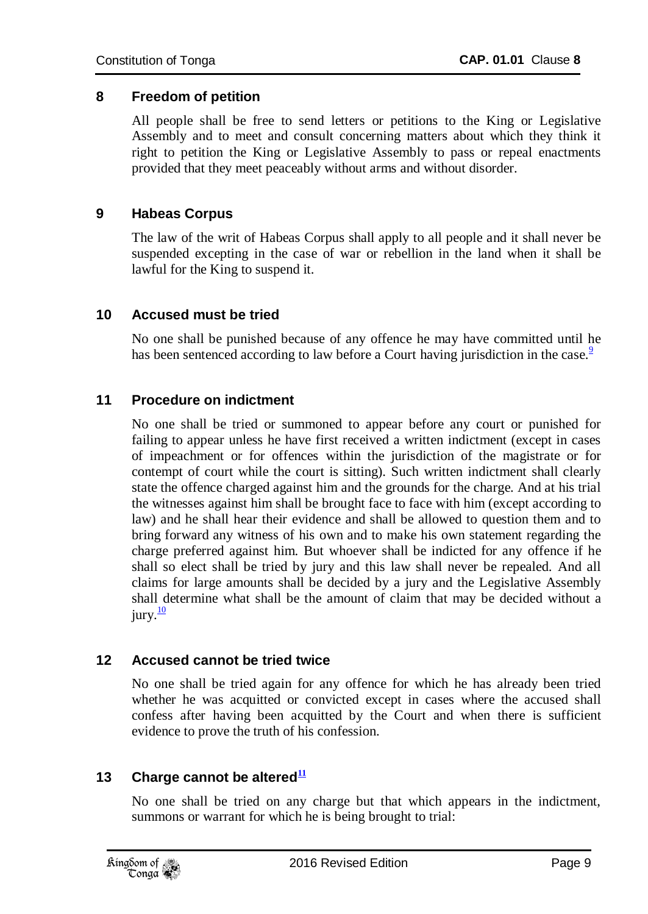## 8 Freedom of petition

All people shall be free to send letters or petitions to the King or Legislative Assembly and to meet and consult concerning matters about which they think it right to petition the King or Legislative Assembly to pass or repeal enactments provided that they meet peaceably without arms and without disorder.

## 9 Habeas Corpus

The law of the writ of Habeas Corpus shall apply to all people and it shall never be suspended excepting in the case of war or rebellion in the land when it shall be lawful for the King to suspend it.

## 10 Accused must be tried

No one shall be punished because of any offence he may have committed until he has been sentenced according to law before a Court having jurisdiction in the case.[9]

## 11 Procedure on indictment

No one shall be tried or summoned to appear before any court or punished for failing to appear unless he have first received a written indictment (except in cases of impeachment or for offences within the jurisdiction of the magistrate or for contempt of court while the court is sitting). Such written indictment shall clearly state the offence charged against him and the grounds for the charge. And at his trial the witnesses against him shall be brought face to face with him (except according to law) and he shall hear their evidence and shall be allowed to question them and to bring forward any witness of his own and to make his own statement regarding the charge preferred against him. But whoever shall be indicted for any offence if he shall so elect shall be tried by jury and this law shall never be repealed. And all claims for large amounts shall be decided by a jury and the Legislative Assembly shall determine what shall be the amount of claim that may be decided without a jury.[10]

## 12 Accused cannot be tried twice

No one shall be tried again for any offence for which he has already been tried whether he was acquitted or convicted except in cases where the accused shall confess after having been acquitted by the Court and when there is sufficient evidence to prove the truth of his confession.

## 13 Charge cannot be altered[11]

No one shall be tried on any charge but that which appears in the indictment, summons or warrant for which he is being brought to trial: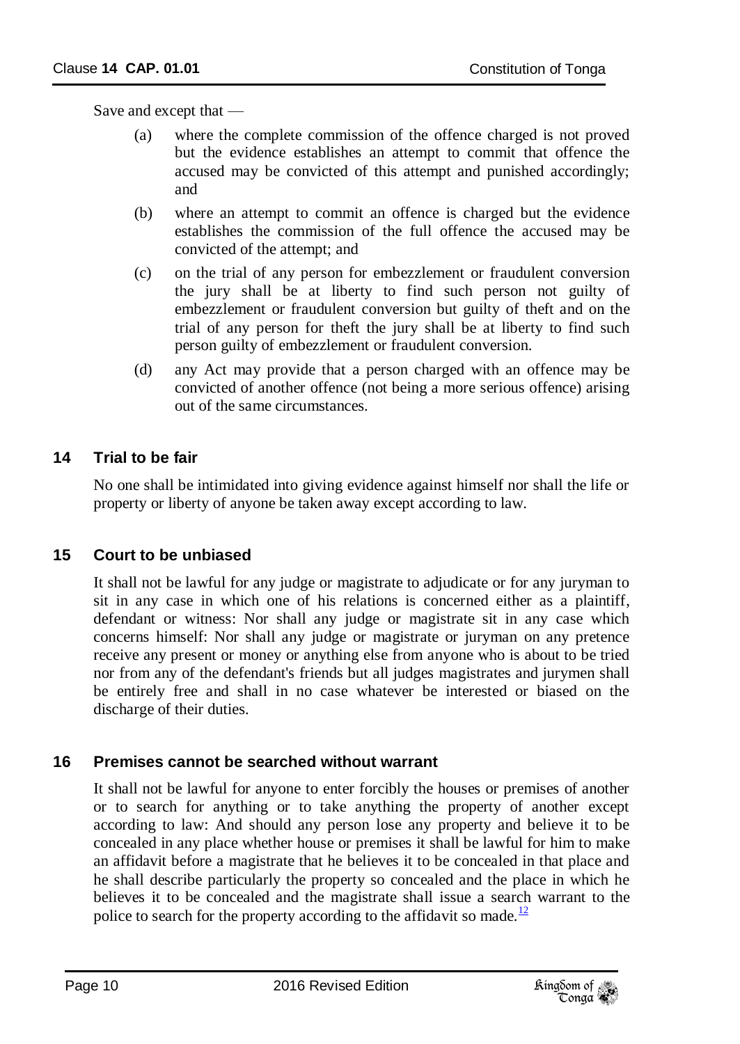Save and except that —

(a) where the complete commission of the offence charged is not proved but the evidence establishes an attempt to commit that offence the accused may be convicted of this attempt and punished accordingly; and

(b) where an attempt to commit an offence is charged but the evidence establishes the commission of the full offence the accused may be convicted of the attempt; and

(c) on the trial of any person for embezzlement or fraudulent conversion the jury shall be at liberty to find such person not guilty of embezzlement or fraudulent conversion but guilty of theft and on the trial of any person for theft the jury shall be at liberty to find such person guilty of embezzlement or fraudulent conversion.

(d) any Act may provide that a person charged with an offence may be convicted of another offence (not being a more serious offence) arising out of the same circumstances.

## 14 Trial to be fair

No one shall be intimidated into giving evidence against himself nor shall the life or property or liberty of anyone be taken away except according to law.

## 15 Court to be unbiased

It shall not be lawful for any judge or magistrate to adjudicate or for any juryman to sit in any case in which one of his relations is concerned either as a plaintiff, defendant or witness: Nor shall any judge or magistrate sit in any case which concerns himself: Nor shall any judge or magistrate or juryman on any pretence receive any present or money or anything else from anyone who is about to be tried nor from any of the defendant's friends but all judges magistrates and jurymen shall be entirely free and shall in no case whatever be interested or biased on the discharge of their duties.

## 16 Premises cannot be searched without warrant

It shall not be lawful for anyone to enter forcibly the houses or premises of another or to search for anything or to take anything the property of another except according to law: And should any person lose any property and believe it to be concealed in any place whether house or premises it shall be lawful for him to make an affidavit before a magistrate that he believes it to be concealed in that place and he shall describe particularly the property so concealed and the place in which he believes it to be concealed and the magistrate shall issue a search warrant to the police to search for the property according to the affidavit so made.[12]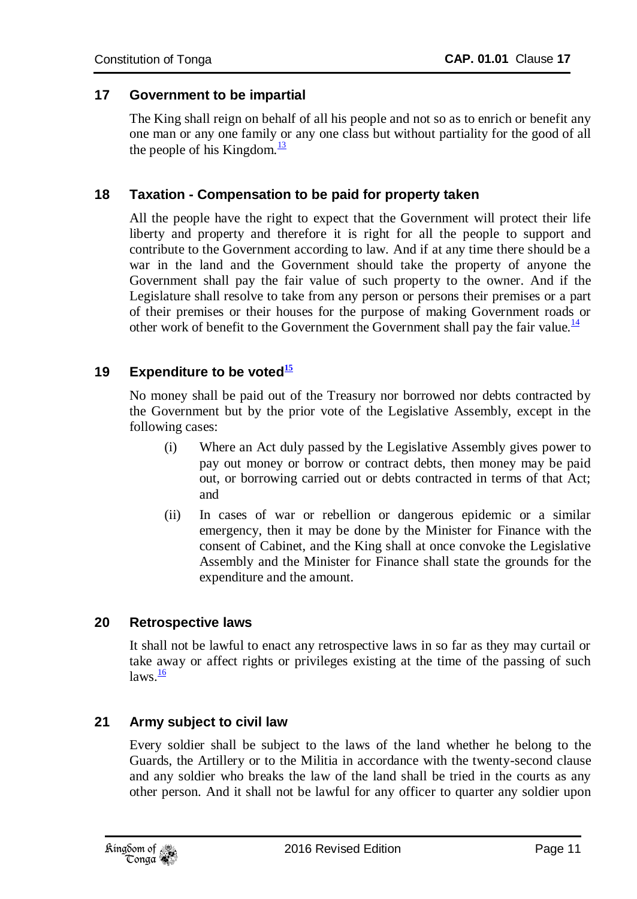## 17 Government to be impartial

The King shall reign on behalf of all his people and not so as to enrich or benefit any one man or any one family or any one class but without partiality for the good of all the people of his Kingdom.[13]

## 18 Taxation - Compensation to be paid for property taken

All the people have the right to expect that the Government will protect their life liberty and property and therefore it is right for all the people to support and contribute to the Government according to law. And if at any time there should be a war in the land and the Government should take the property of anyone the Government shall pay the fair value of such property to the owner. And if the Legislature shall resolve to take from any person or persons their premises or a part of their premises or their houses for the purpose of making Government roads or other work of benefit to the Government the Government shall pay the fair value.[14]

## 19 Expenditure to be voted[15]

No money shall be paid out of the Treasury nor borrowed nor debts contracted by the Government but by the prior vote of the Legislative Assembly, except in the following cases:

(i) Where an Act duly passed by the Legislative Assembly gives power to pay out money or borrow or contract debts, then money may be paid out, or borrowing carried out or debts contracted in terms of that Act; and

(ii) In cases of war or rebellion or dangerous epidemic or a similar emergency, then it may be done by the Minister for Finance with the consent of Cabinet, and the King shall at once convoke the Legislative Assembly and the Minister for Finance shall state the grounds for the expenditure and the amount.

## 20 Retrospective laws

It shall not be lawful to enact any retrospective laws in so far as they may curtail or take away or affect rights or privileges existing at the time of the passing of such laws.[16]

## 21 Army subject to civil law

Every soldier shall be subject to the laws of the land whether he belong to the Guards, the Artillery or to the Militia in accordance with the twenty-second clause and any soldier who breaks the law of the land shall be tried in the courts as any other person. And it shall not be lawful for any officer to quarter any soldier upon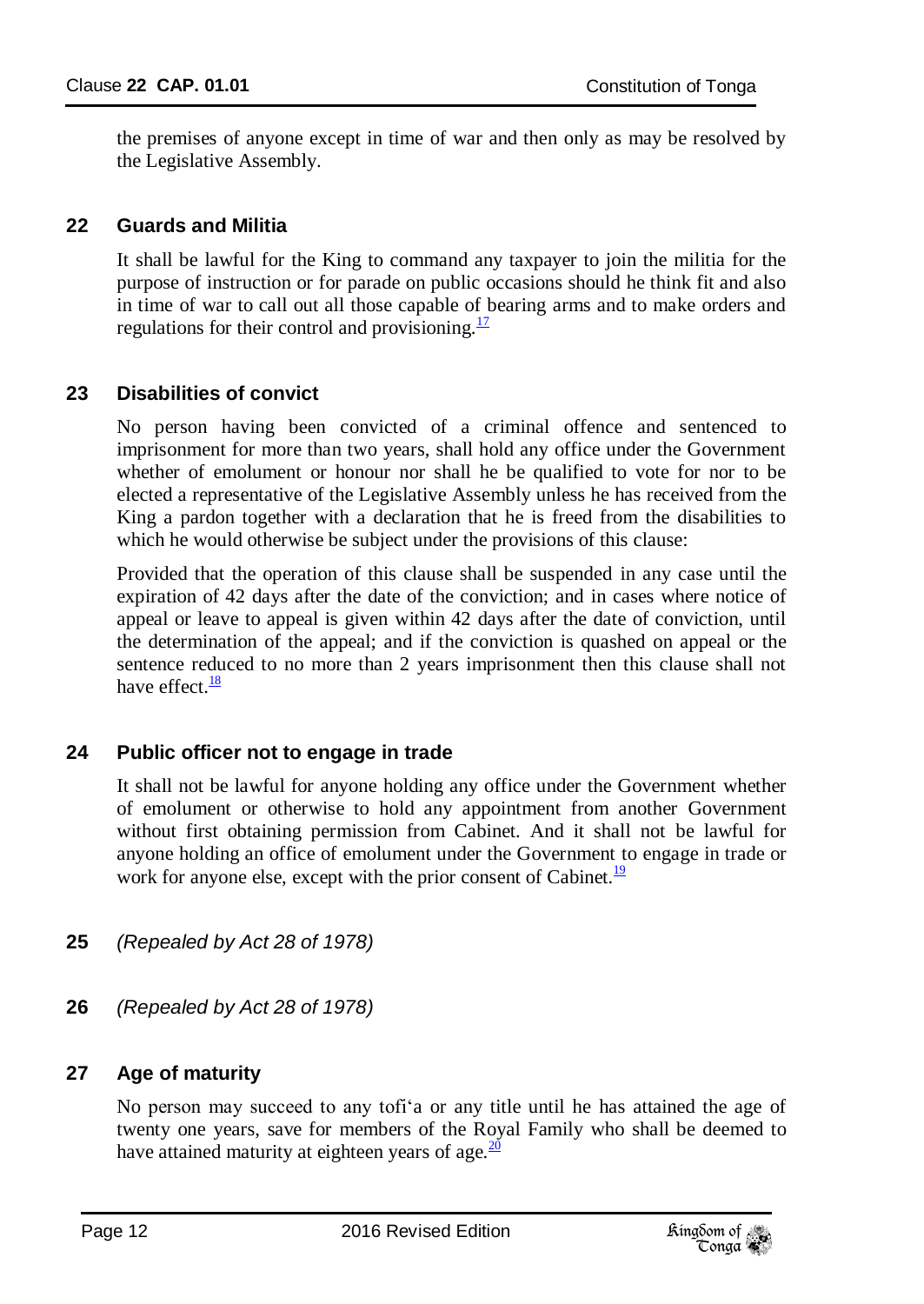the premises of anyone except in time of war and then only as may be resolved by the Legislative Assembly.

## 22 Guards and Militia

It shall be lawful for the King to command any taxpayer to join the militia for the purpose of instruction or for parade on public occasions should he think fit and also in time of war to call out all those capable of bearing arms and to make orders and regulations for their control and provisioning.[17]

## 23 Disabilities of convict

No person having been convicted of a criminal offence and sentenced to imprisonment for more than two years, shall hold any office under the Government whether of emolument or honour nor shall he be qualified to vote for nor to be elected a representative of the Legislative Assembly unless he has received from the King a pardon together with a declaration that he is freed from the disabilities to which he would otherwise be subject under the provisions of this clause:

Provided that the operation of this clause shall be suspended in any case until the expiration of 42 days after the date of the conviction; and in cases where notice of appeal or leave to appeal is given within 42 days after the date of conviction, until the determination of the appeal; and if the conviction is quashed on appeal or the sentence reduced to no more than 2 years imprisonment then this clause shall not have effect.[18]

## 24 Public officer not to engage in trade

It shall not be lawful for anyone holding any office under the Government whether of emolument or otherwise to hold any appointment from another Government without first obtaining permission from Cabinet. And it shall not be lawful for anyone holding an office of emolument under the Government to engage in trade or work for anyone else, except with the prior consent of Cabinet.[19]

## 25 *(Repealed by Act 28 of 1978)*

## 26 *(Repealed by Act 28 of 1978)*

## 27 Age of maturity

No person may succeed to any tofi'a or any title until he has attained the age of twenty one years, save for members of the Royal Family who shall be deemed to have attained maturity at eighteen years of age.[20]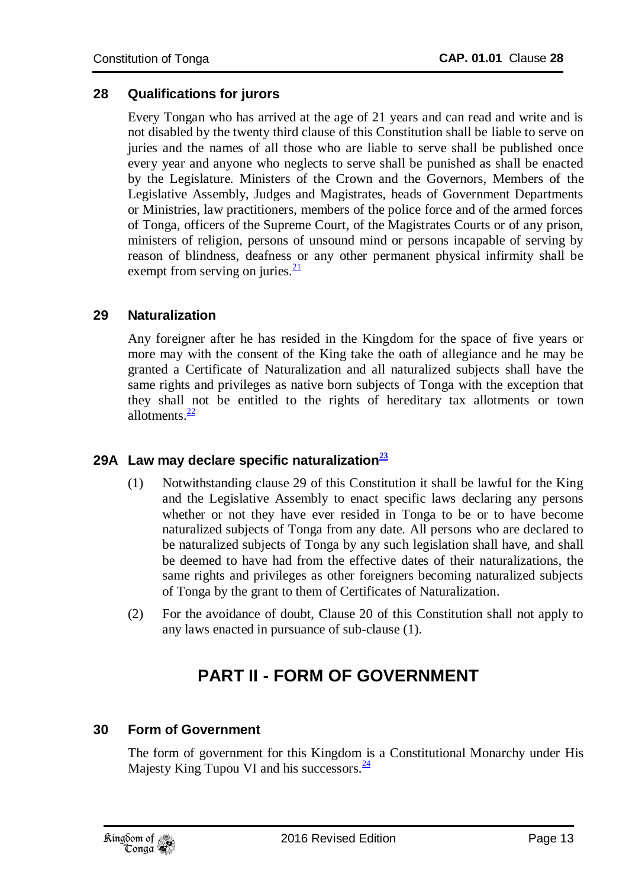## 28 Qualifications for jurors

Every Tongan who has arrived at the age of 21 years and can read and write and is not disabled by the twenty third clause of this Constitution shall be liable to serve on juries and the names of all those who are liable to serve shall be published once every year and anyone who neglects to serve shall be punished as shall be enacted by the Legislature. Ministers of the Crown and the Governors, Members of the Legislative Assembly, Judges and Magistrates, heads of Government Departments or Ministries, law practitioners, members of the police force and of the armed forces of Tonga, officers of the Supreme Court, of the Magistrates Courts or of any prison, ministers of religion, persons of unsound mind or persons incapable of serving by reason of blindness, deafness or any other permanent physical infirmity shall be exempt from serving on juries.[21]

## 29 Naturalization

Any foreigner after he has resided in the Kingdom for the space of five years or more may with the consent of the King take the oath of allegiance and he may be granted a Certificate of Naturalization and all naturalized subjects shall have the same rights and privileges as native born subjects of Tonga with the exception that they shall not be entitled to the rights of hereditary tax allotments or town allotments.[22]

## 29A Law may declare specific naturalization[23]

(1) Notwithstanding clause 29 of this Constitution it shall be lawful for the King and the Legislative Assembly to enact specific laws declaring any persons whether or not they have ever resided in Tonga to be or to have become naturalized subjects of Tonga from any date. All persons who are declared to be naturalized subjects of Tonga by any such legislation shall have, and shall be deemed to have had from the effective dates of their naturalizations, the same rights and privileges as other foreigners becoming naturalized subjects of Tonga by the grant to them of Certificates of Naturalization.

(2) For the avoidance of doubt, Clause 20 of this Constitution shall not apply to any laws enacted in pursuance of sub-clause (1).

# PART II - FORM OF GOVERNMENT

## 30 Form of Government

The form of government for this Kingdom is a Constitutional Monarchy under His Majesty King Tupou VI and his successors.[24]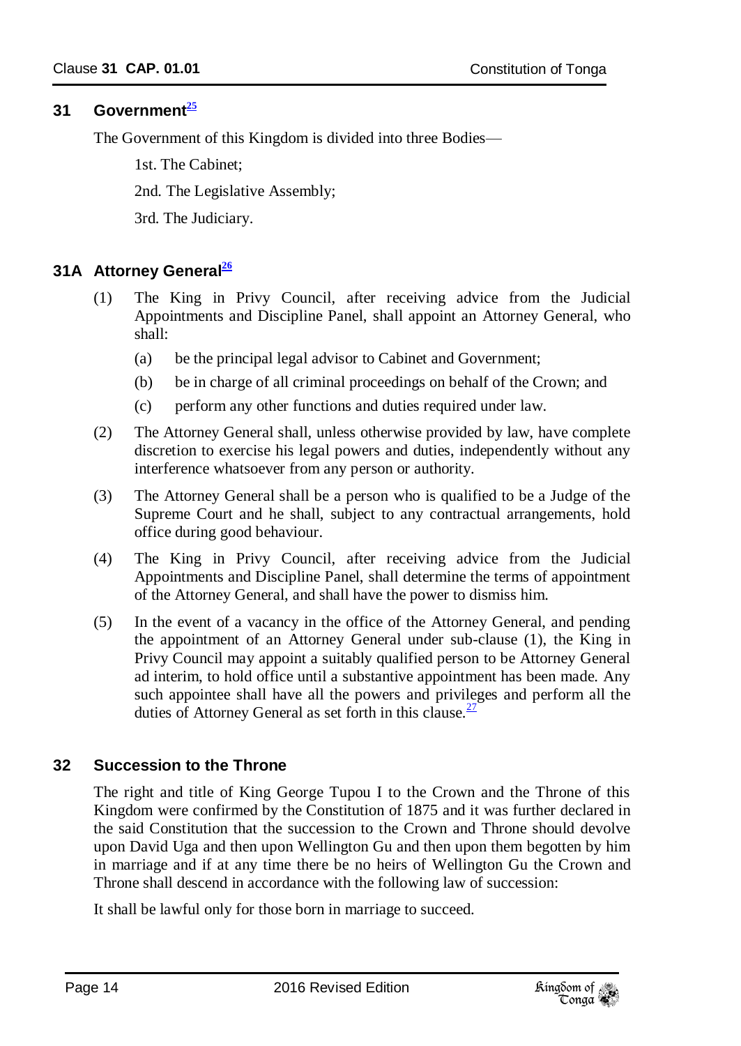## 31 Government[25]

The Government of this Kingdom is divided into three Bodies—

1st. The Cabinet;

2nd. The Legislative Assembly;

3rd. The Judiciary.

## 31A Attorney General[26]

(1) The King in Privy Council, after receiving advice from the Judicial Appointments and Discipline Panel, shall appoint an Attorney General, who shall:

- (a) be the principal legal advisor to Cabinet and Government;
- (b) be in charge of all criminal proceedings on behalf of the Crown; and
- (c) perform any other functions and duties required under law.

(2) The Attorney General shall, unless otherwise provided by law, have complete discretion to exercise his legal powers and duties, independently without any interference whatsoever from any person or authority.

(3) The Attorney General shall be a person who is qualified to be a Judge of the Supreme Court and he shall, subject to any contractual arrangements, hold office during good behaviour.

(4) The King in Privy Council, after receiving advice from the Judicial Appointments and Discipline Panel, shall determine the terms of appointment of the Attorney General, and shall have the power to dismiss him.

(5) In the event of a vacancy in the office of the Attorney General, and pending the appointment of an Attorney General under sub-clause (1), the King in Privy Council may appoint a suitably qualified person to be Attorney General ad interim, to hold office until a substantive appointment has been made. Any such appointee shall have all the powers and privileges and perform all the duties of Attorney General as set forth in this clause.[27]

## 32 Succession to the Throne

The right and title of King George Tupou I to the Crown and the Throne of this Kingdom were confirmed by the Constitution of 1875 and it was further declared in the said Constitution that the succession to the Crown and Throne should devolve upon David Uga and then upon Wellington Gu and then upon them begotten by him in marriage and if at any time there be no heirs of Wellington Gu the Crown and Throne shall descend in accordance with the following law of succession:

It shall be lawful only for those born in marriage to succeed.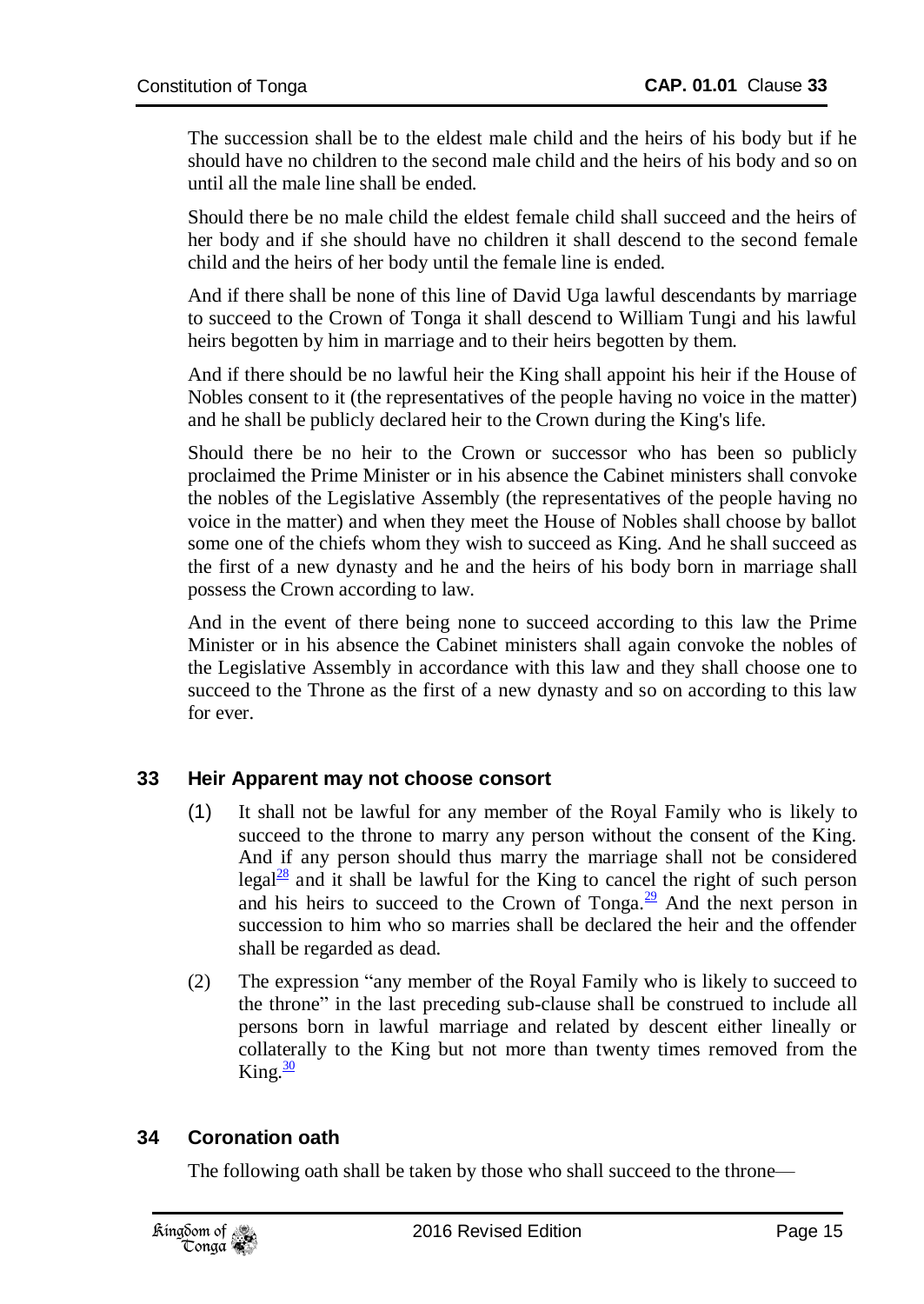The succession shall be to the eldest male child and the heirs of his body but if he should have no children to the second male child and the heirs of his body and so on until all the male line shall be ended.

Should there be no male child the eldest female child shall succeed and the heirs of her body and if she should have no children it shall descend to the second female child and the heirs of her body until the female line is ended.

And if there shall be none of this line of David Uga lawful descendants by marriage to succeed to the Crown of Tonga it shall descend to William Tungi and his lawful heirs begotten by him in marriage and to their heirs begotten by them.

And if there should be no lawful heir the King shall appoint his heir if the House of Nobles consent to it (the representatives of the people having no voice in the matter) and he shall be publicly declared heir to the Crown during the King's life.

Should there be no heir to the Crown or successor who has been so publicly proclaimed the Prime Minister or in his absence the Cabinet ministers shall convoke the nobles of the Legislative Assembly (the representatives of the people having no voice in the matter) and when they meet the House of Nobles shall choose by ballot some one of the chiefs whom they wish to succeed as King. And he shall succeed as the first of a new dynasty and he and the heirs of his body born in marriage shall possess the Crown according to law.

And in the event of there being none to succeed according to this law the Prime Minister or in his absence the Cabinet ministers shall again convoke the nobles of the Legislative Assembly in accordance with this law and they shall choose one to succeed to the Throne as the first of a new dynasty and so on according to this law for ever.

## 33 Heir Apparent may not choose consort

(1) It shall not be lawful for any member of the Royal Family who is likely to succeed to the throne to marry any person without the consent of the King. And if any person should thus marry the marriage shall not be considered legal[28] and it shall be lawful for the King to cancel the right of such person and his heirs to succeed to the Crown of Tonga.[29] And the next person in succession to him who so marries shall be declared the heir and the offender shall be regarded as dead.

(2) The expression "any member of the Royal Family who is likely to succeed to the throne" in the last preceding sub-clause shall be construed to include all persons born in lawful marriage and related by descent either lineally or collaterally to the King but not more than twenty times removed from the King.[30]

## 34 Coronation oath

The following oath shall be taken by those who shall succeed to the throne—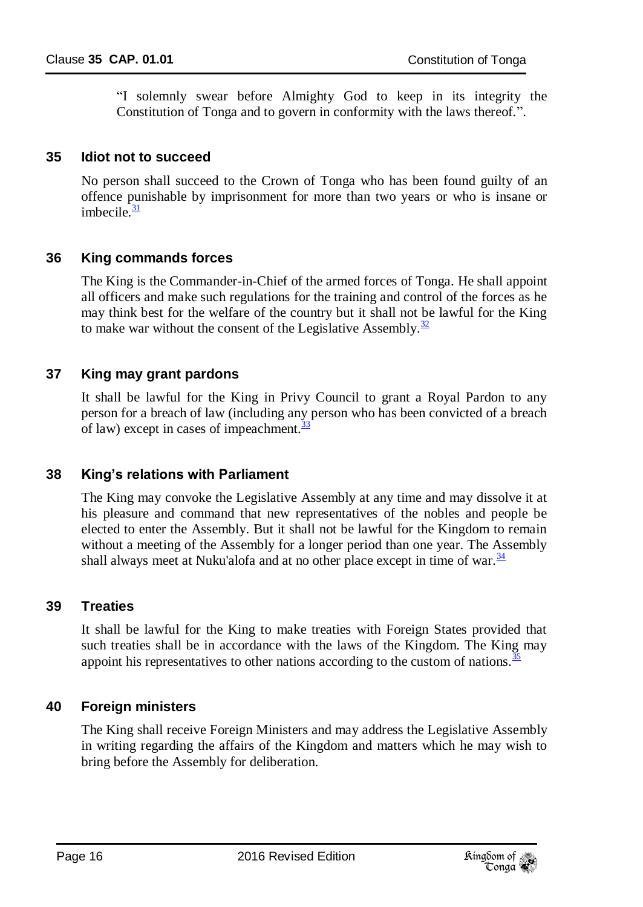"I solemnly swear before Almighty God to keep in its integrity the Constitution of Tonga and to govern in conformity with the laws thereof.".

## 35 Idiot not to succeed

No person shall succeed to the Crown of Tonga who has been found guilty of an offence punishable by imprisonment for more than two years or who is insane or imbecile.[31]

## 36 King commands forces

The King is the Commander-in-Chief of the armed forces of Tonga. He shall appoint all officers and make such regulations for the training and control of the forces as he may think best for the welfare of the country but it shall not be lawful for the King to make war without the consent of the Legislative Assembly.[32]

## 37 King may grant pardons

It shall be lawful for the King in Privy Council to grant a Royal Pardon to any person for a breach of law (including any person who has been convicted of a breach of law) except in cases of impeachment.[33]

## 38 King's relations with Parliament

The King may convoke the Legislative Assembly at any time and may dissolve it at his pleasure and command that new representatives of the nobles and people be elected to enter the Assembly. But it shall not be lawful for the Kingdom to remain without a meeting of the Assembly for a longer period than one year. The Assembly shall always meet at Nuku'alofa and at no other place except in time of war.[34]

## 39 Treaties

It shall be lawful for the King to make treaties with Foreign States provided that such treaties shall be in accordance with the laws of the Kingdom. The King may appoint his representatives to other nations according to the custom of nations.[35]

## 40 Foreign ministers

The King shall receive Foreign Ministers and may address the Legislative Assembly in writing regarding the affairs of the Kingdom and matters which he may wish to bring before the Assembly for deliberation.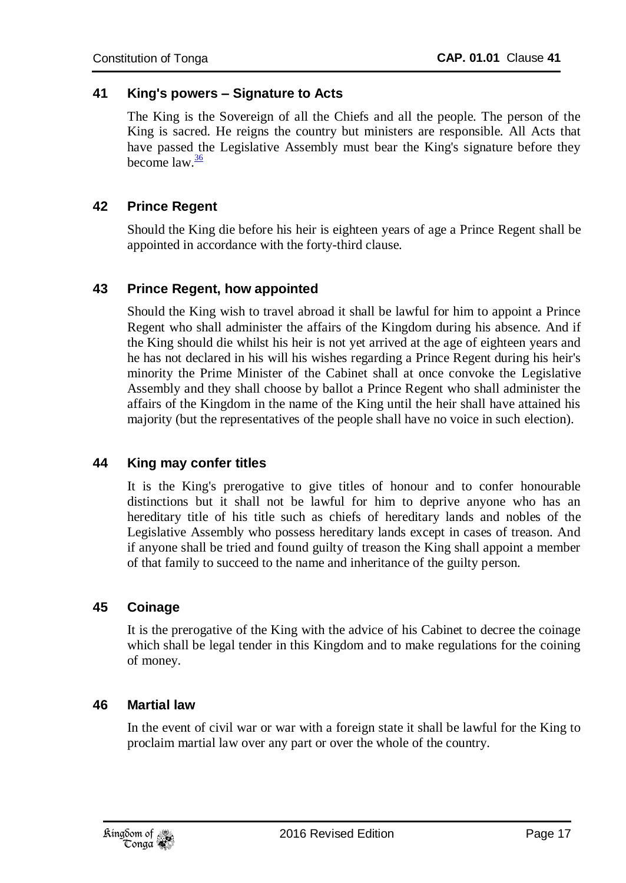## 41 King's powers – Signature to Acts

The King is the Sovereign of all the Chiefs and all the people. The person of the King is sacred. He reigns the country but ministers are responsible. All Acts that have passed the Legislative Assembly must bear the King's signature before they become law.[36]

## 42 Prince Regent

Should the King die before his heir is eighteen years of age a Prince Regent shall be appointed in accordance with the forty-third clause.

## 43 Prince Regent, how appointed

Should the King wish to travel abroad it shall be lawful for him to appoint a Prince Regent who shall administer the affairs of the Kingdom during his absence. And if the King should die whilst his heir is not yet arrived at the age of eighteen years and he has not declared in his will his wishes regarding a Prince Regent during his heir's minority the Prime Minister of the Cabinet shall at once convoke the Legislative Assembly and they shall choose by ballot a Prince Regent who shall administer the affairs of the Kingdom in the name of the King until the heir shall have attained his majority (but the representatives of the people shall have no voice in such election).

## 44 King may confer titles

It is the King's prerogative to give titles of honour and to confer honourable distinctions but it shall not be lawful for him to deprive anyone who has an hereditary title of his title such as chiefs of hereditary lands and nobles of the Legislative Assembly who possess hereditary lands except in cases of treason. And if anyone shall be tried and found guilty of treason the King shall appoint a member of that family to succeed to the name and inheritance of the guilty person.

## 45 Coinage

It is the prerogative of the King with the advice of his Cabinet to decree the coinage which shall be legal tender in this Kingdom and to make regulations for the coining of money.

## 46 Martial law

In the event of civil war or war with a foreign state it shall be lawful for the King to proclaim martial law over any part or over the whole of the country.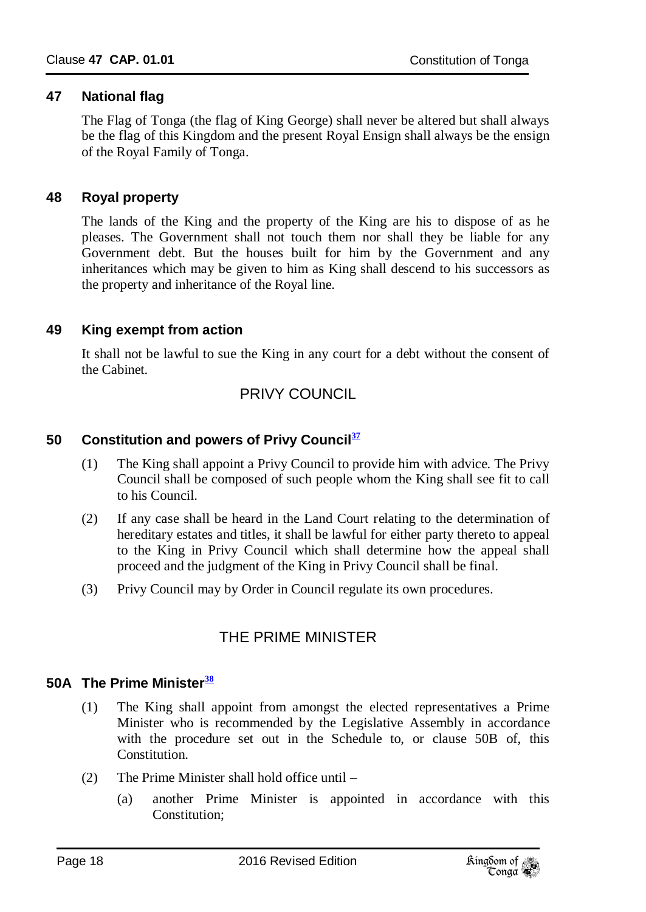### 47 National flag

The Flag of Tonga (the flag of King George) shall never be altered but shall always be the flag of this Kingdom and the present Royal Ensign shall always be the ensign of the Royal Family of Tonga.

### 48 Royal property

The lands of the King and the property of the King are his to dispose of as he pleases. The Government shall not touch them nor shall they be liable for any Government debt. But the houses built for him by the Government and any inheritances which may be given to him as King shall descend to his successors as the property and inheritance of the Royal line.

### 49 King exempt from action

It shall not be lawful to sue the King in any court for a debt without the consent of the Cabinet.

## PRIVY COUNCIL

### 50 Constitution and powers of Privy Council[37]

(1) The King shall appoint a Privy Council to provide him with advice. The Privy Council shall be composed of such people whom the King shall see fit to call to his Council.

(2) If any case shall be heard in the Land Court relating to the determination of hereditary estates and titles, it shall be lawful for either party thereto to appeal to the King in Privy Council which shall determine how the appeal shall proceed and the judgment of the King in Privy Council shall be final.

(3) Privy Council may by Order in Council regulate its own procedures.

## THE PRIME MINISTER

### 50A The Prime Minister[38]

(1) The King shall appoint from amongst the elected representatives a Prime Minister who is recommended by the Legislative Assembly in accordance with the procedure set out in the Schedule to, or clause 50B of, this Constitution.

(2) The Prime Minister shall hold office until –

(a) another Prime Minister is appointed in accordance with this Constitution;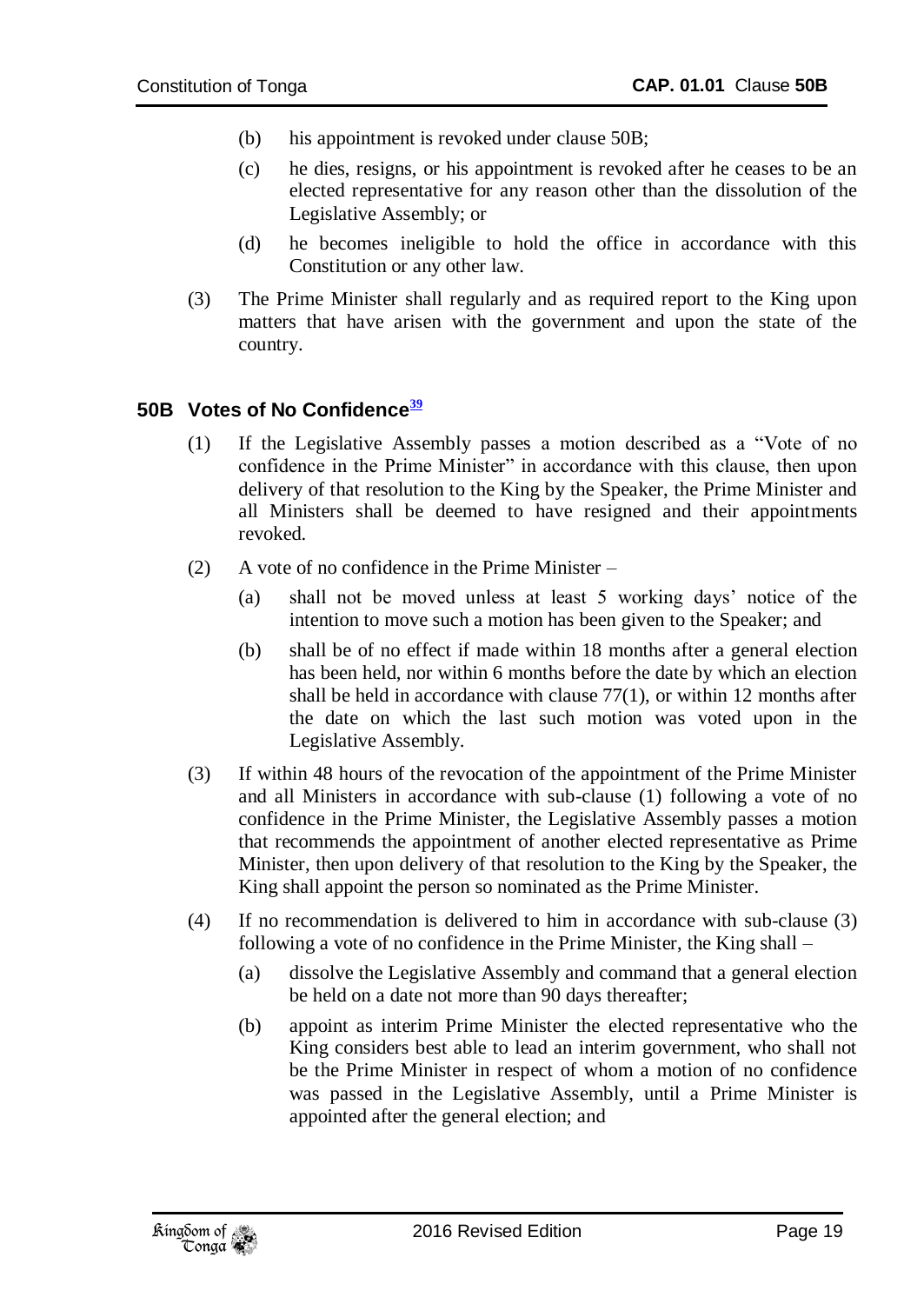(b) his appointment is revoked under clause 50B;

(c) he dies, resigns, or his appointment is revoked after he ceases to be an elected representative for any reason other than the dissolution of the Legislative Assembly; or

(d) he becomes ineligible to hold the office in accordance with this Constitution or any other law.

(3) The Prime Minister shall regularly and as required report to the King upon matters that have arisen with the government and upon the state of the country.

## 50B Votes of No Confidence[39]

(1) If the Legislative Assembly passes a motion described as a "Vote of no confidence in the Prime Minister" in accordance with this clause, then upon delivery of that resolution to the King by the Speaker, the Prime Minister and all Ministers shall be deemed to have resigned and their appointments revoked.

(2) A vote of no confidence in the Prime Minister –

(a) shall not be moved unless at least 5 working days' notice of the intention to move such a motion has been given to the Speaker; and

(b) shall be of no effect if made within 18 months after a general election has been held, nor within 6 months before the date by which an election shall be held in accordance with clause 77(1), or within 12 months after the date on which the last such motion was voted upon in the Legislative Assembly.

(3) If within 48 hours of the revocation of the appointment of the Prime Minister and all Ministers in accordance with sub-clause (1) following a vote of no confidence in the Prime Minister, the Legislative Assembly passes a motion that recommends the appointment of another elected representative as Prime Minister, then upon delivery of that resolution to the King by the Speaker, the King shall appoint the person so nominated as the Prime Minister.

(4) If no recommendation is delivered to him in accordance with sub-clause (3) following a vote of no confidence in the Prime Minister, the King shall –

(a) dissolve the Legislative Assembly and command that a general election be held on a date not more than 90 days thereafter;

(b) appoint as interim Prime Minister the elected representative who the King considers best able to lead an interim government, who shall not be the Prime Minister in respect of whom a motion of no confidence was passed in the Legislative Assembly, until a Prime Minister is appointed after the general election; and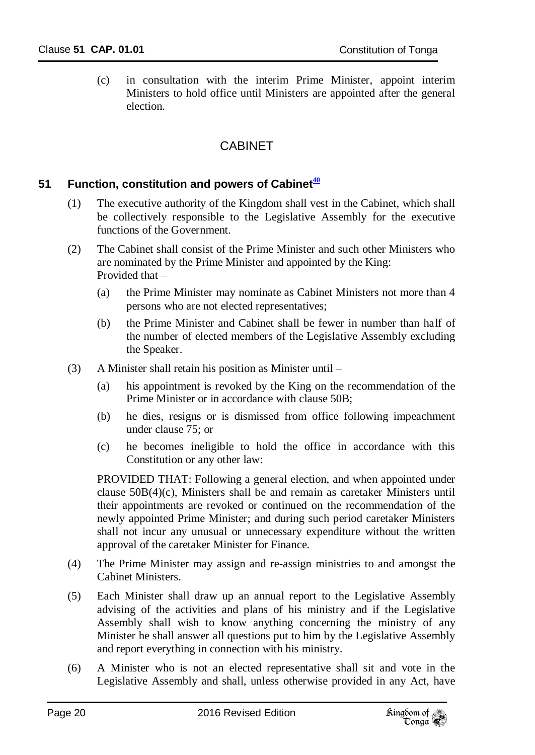(c) in consultation with the interim Prime Minister, appoint interim Ministers to hold office until Ministers are appointed after the general election.

## CABINET

### 51 Function, constitution and powers of Cabinet[40]

(1) The executive authority of the Kingdom shall vest in the Cabinet, which shall be collectively responsible to the Legislative Assembly for the executive functions of the Government.

(2) The Cabinet shall consist of the Prime Minister and such other Ministers who are nominated by the Prime Minister and appointed by the King: Provided that –

(a) the Prime Minister may nominate as Cabinet Ministers not more than 4 persons who are not elected representatives;

(b) the Prime Minister and Cabinet shall be fewer in number than half of the number of elected members of the Legislative Assembly excluding the Speaker.

(3) A Minister shall retain his position as Minister until –

(a) his appointment is revoked by the King on the recommendation of the Prime Minister or in accordance with clause 50B;

(b) he dies, resigns or is dismissed from office following impeachment under clause 75; or

(c) he becomes ineligible to hold the office in accordance with this Constitution or any other law:

PROVIDED THAT: Following a general election, and when appointed under clause 50B(4)(c), Ministers shall be and remain as caretaker Ministers until their appointments are revoked or continued on the recommendation of the newly appointed Prime Minister; and during such period caretaker Ministers shall not incur any unusual or unnecessary expenditure without the written approval of the caretaker Minister for Finance.

(4) The Prime Minister may assign and re-assign ministries to and amongst the Cabinet Ministers.

(5) Each Minister shall draw up an annual report to the Legislative Assembly advising of the activities and plans of his ministry and if the Legislative Assembly shall wish to know anything concerning the ministry of any Minister he shall answer all questions put to him by the Legislative Assembly and report everything in connection with his ministry.

(6) A Minister who is not an elected representative shall sit and vote in the Legislative Assembly and shall, unless otherwise provided in any Act, have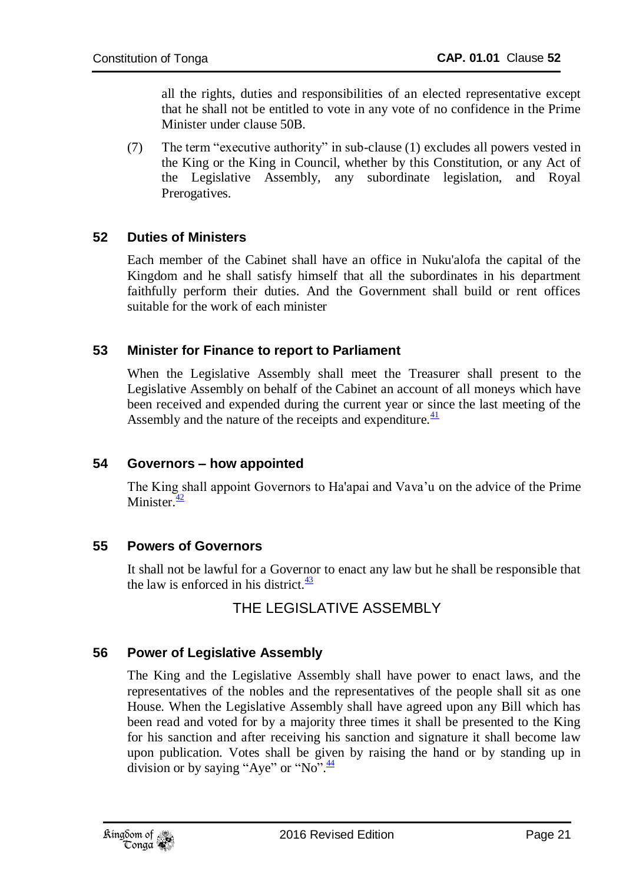all the rights, duties and responsibilities of an elected representative except that he shall not be entitled to vote in any vote of no confidence in the Prime Minister under clause 50B.

(7) The term "executive authority" in sub-clause (1) excludes all powers vested in the King or the King in Council, whether by this Constitution, or any Act of the Legislative Assembly, any subordinate legislation, and Royal Prerogatives.

### 52 Duties of Ministers

Each member of the Cabinet shall have an office in Nuku'alofa the capital of the Kingdom and he shall satisfy himself that all the subordinates in his department faithfully perform their duties. And the Government shall build or rent offices suitable for the work of each minister

### 53 Minister for Finance to report to Parliament

When the Legislative Assembly shall meet the Treasurer shall present to the Legislative Assembly on behalf of the Cabinet an account of all moneys which have been received and expended during the current year or since the last meeting of the Assembly and the nature of the receipts and expenditure.[41]

### 54 Governors – how appointed

The King shall appoint Governors to Ha'apai and Vava'u on the advice of the Prime Minister.[42]

### 55 Powers of Governors

It shall not be lawful for a Governor to enact any law but he shall be responsible that the law is enforced in his district.[43]

## THE LEGISLATIVE ASSEMBLY

### 56 Power of Legislative Assembly

The King and the Legislative Assembly shall have power to enact laws, and the representatives of the nobles and the representatives of the people shall sit as one House. When the Legislative Assembly shall have agreed upon any Bill which has been read and voted for by a majority three times it shall be presented to the King for his sanction and after receiving his sanction and signature it shall become law upon publication. Votes shall be given by raising the hand or by standing up in division or by saying "Aye" or "No".[44]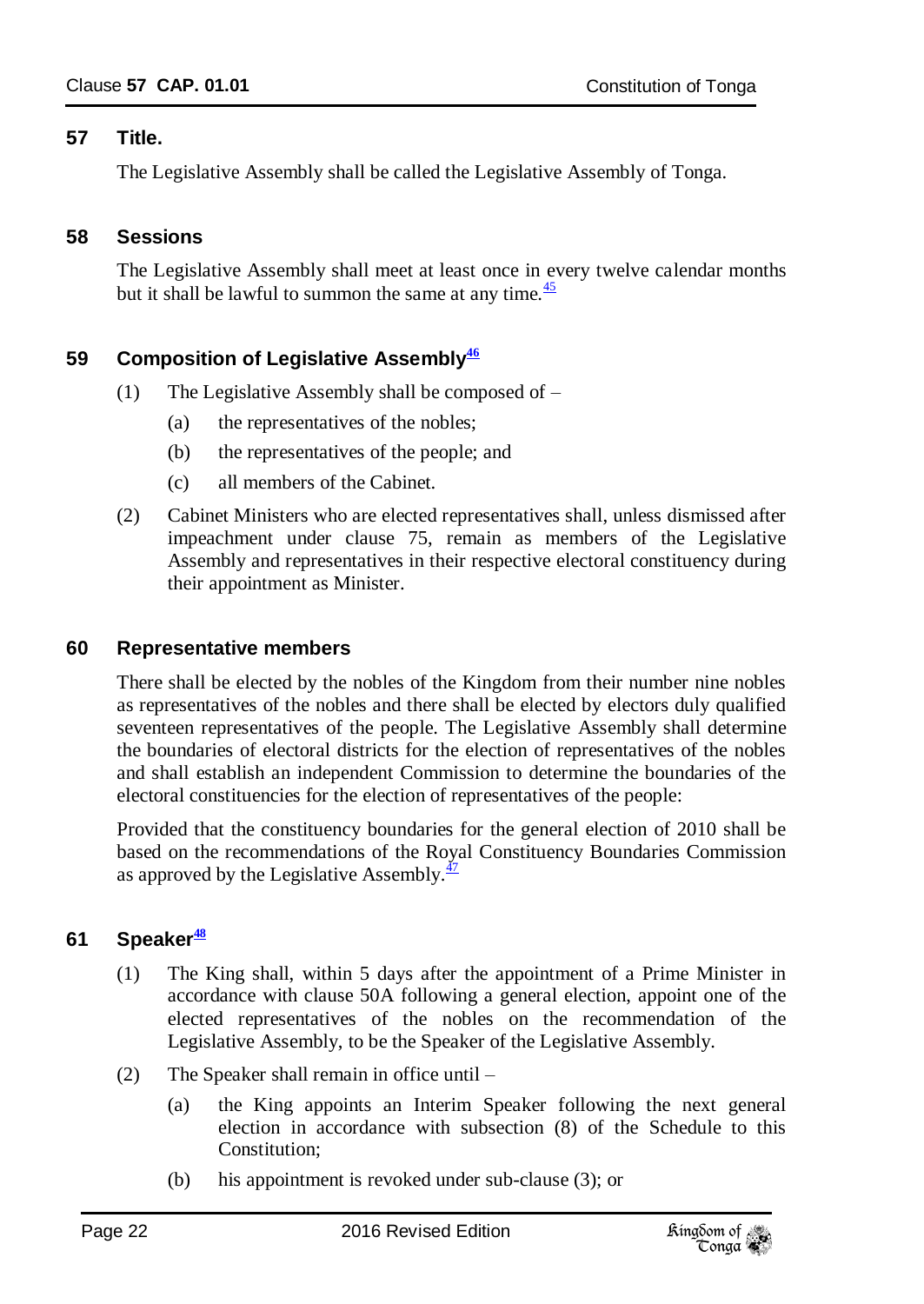## 57 Title.

The Legislative Assembly shall be called the Legislative Assembly of Tonga.

## 58 Sessions

The Legislative Assembly shall meet at least once in every twelve calendar months but it shall be lawful to summon the same at any time.[45]

## 59 Composition of Legislative Assembly[46]

(1) The Legislative Assembly shall be composed of –

(a) the representatives of the nobles;

(b) the representatives of the people; and

(c) all members of the Cabinet.

(2) Cabinet Ministers who are elected representatives shall, unless dismissed after impeachment under clause 75, remain as members of the Legislative Assembly and representatives in their respective electoral constituency during their appointment as Minister.

## 60 Representative members

There shall be elected by the nobles of the Kingdom from their number nine nobles as representatives of the nobles and there shall be elected by electors duly qualified seventeen representatives of the people. The Legislative Assembly shall determine the boundaries of electoral districts for the election of representatives of the nobles and shall establish an independent Commission to determine the boundaries of the electoral constituencies for the election of representatives of the people:

Provided that the constituency boundaries for the general election of 2010 shall be based on the recommendations of the Royal Constituency Boundaries Commission as approved by the Legislative Assembly.[47]

## 61 Speaker[48]

(1) The King shall, within 5 days after the appointment of a Prime Minister in accordance with clause 50A following a general election, appoint one of the elected representatives of the nobles on the recommendation of the Legislative Assembly, to be the Speaker of the Legislative Assembly.

(2) The Speaker shall remain in office until –

(a) the King appoints an Interim Speaker following the next general election in accordance with subsection (8) of the Schedule to this Constitution;

(b) his appointment is revoked under sub-clause (3); or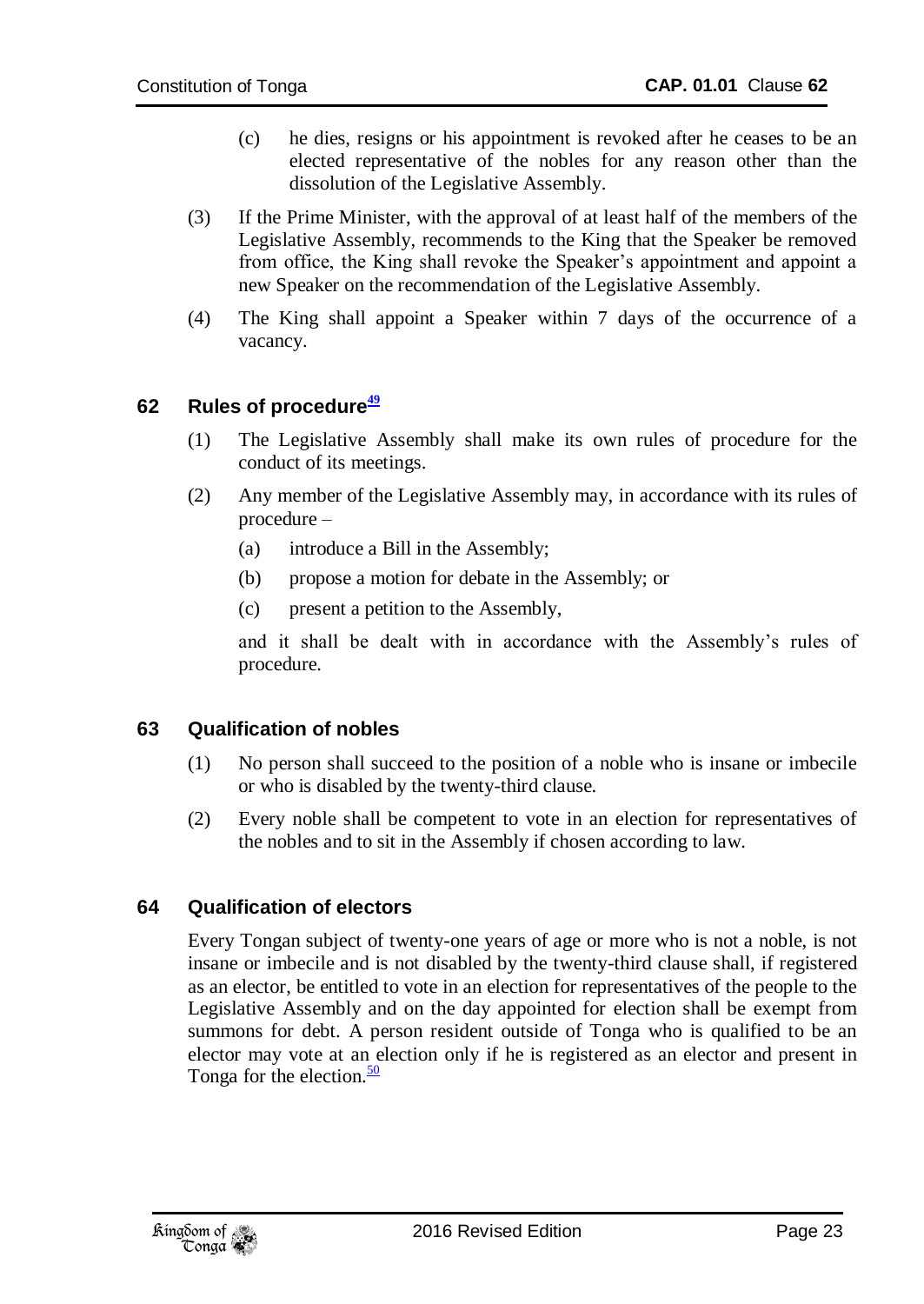(c) he dies, resigns or his appointment is revoked after he ceases to be an elected representative of the nobles for any reason other than the dissolution of the Legislative Assembly.

(3) If the Prime Minister, with the approval of at least half of the members of the Legislative Assembly, recommends to the King that the Speaker be removed from office, the King shall revoke the Speaker's appointment and appoint a new Speaker on the recommendation of the Legislative Assembly.

(4) The King shall appoint a Speaker within 7 days of the occurrence of a vacancy.

## 62 Rules of procedure[49]

(1) The Legislative Assembly shall make its own rules of procedure for the conduct of its meetings.

(2) Any member of the Legislative Assembly may, in accordance with its rules of procedure –

(a) introduce a Bill in the Assembly;

(b) propose a motion for debate in the Assembly; or

(c) present a petition to the Assembly,

and it shall be dealt with in accordance with the Assembly's rules of procedure.

## 63 Qualification of nobles

(1) No person shall succeed to the position of a noble who is insane or imbecile or who is disabled by the twenty-third clause.

(2) Every noble shall be competent to vote in an election for representatives of the nobles and to sit in the Assembly if chosen according to law.

## 64 Qualification of electors

Every Tongan subject of twenty-one years of age or more who is not a noble, is not insane or imbecile and is not disabled by the twenty-third clause shall, if registered as an elector, be entitled to vote in an election for representatives of the people to the Legislative Assembly and on the day appointed for election shall be exempt from summons for debt. A person resident outside of Tonga who is qualified to be an elector may vote at an election only if he is registered as an elector and present in Tonga for the election.[50]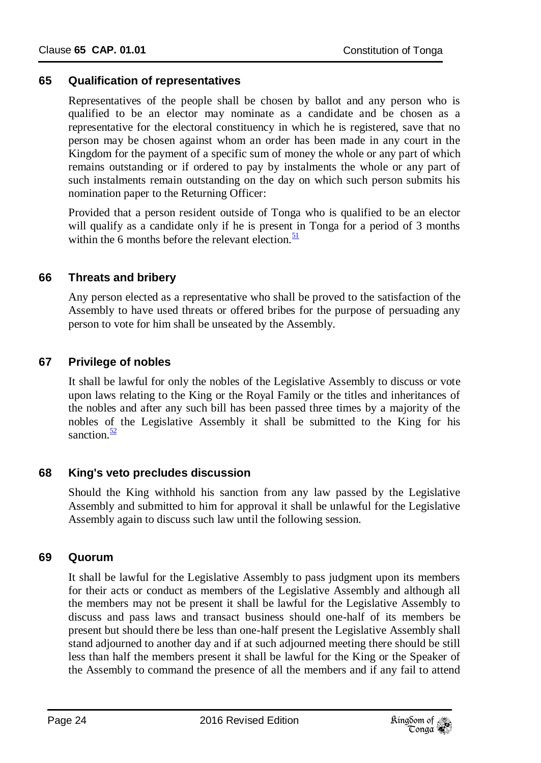### 65 Qualification of representatives

Representatives of the people shall be chosen by ballot and any person who is qualified to be an elector may nominate as a candidate and be chosen as a representative for the electoral constituency in which he is registered, save that no person may be chosen against whom an order has been made in any court in the Kingdom for the payment of a specific sum of money the whole or any part of which remains outstanding or if ordered to pay by instalments the whole or any part of such instalments remain outstanding on the day on which such person submits his nomination paper to the Returning Officer:

Provided that a person resident outside of Tonga who is qualified to be an elector will qualify as a candidate only if he is present in Tonga for a period of 3 months within the 6 months before the relevant election.[51]

### 66 Threats and bribery

Any person elected as a representative who shall be proved to the satisfaction of the Assembly to have used threats or offered bribes for the purpose of persuading any person to vote for him shall be unseated by the Assembly.

### 67 Privilege of nobles

It shall be lawful for only the nobles of the Legislative Assembly to discuss or vote upon laws relating to the King or the Royal Family or the titles and inheritances of the nobles and after any such bill has been passed three times by a majority of the nobles of the Legislative Assembly it shall be submitted to the King for his sanction.[52]

### 68 King's veto precludes discussion

Should the King withhold his sanction from any law passed by the Legislative Assembly and submitted to him for approval it shall be unlawful for the Legislative Assembly again to discuss such law until the following session.

### 69 Quorum

It shall be lawful for the Legislative Assembly to pass judgment upon its members for their acts or conduct as members of the Legislative Assembly and although all the members may not be present it shall be lawful for the Legislative Assembly to discuss and pass laws and transact business should one-half of its members be present but should there be less than one-half present the Legislative Assembly shall stand adjourned to another day and if at such adjourned meeting there should be still less than half the members present it shall be lawful for the King or the Speaker of the Assembly to command the presence of all the members and if any fail to attend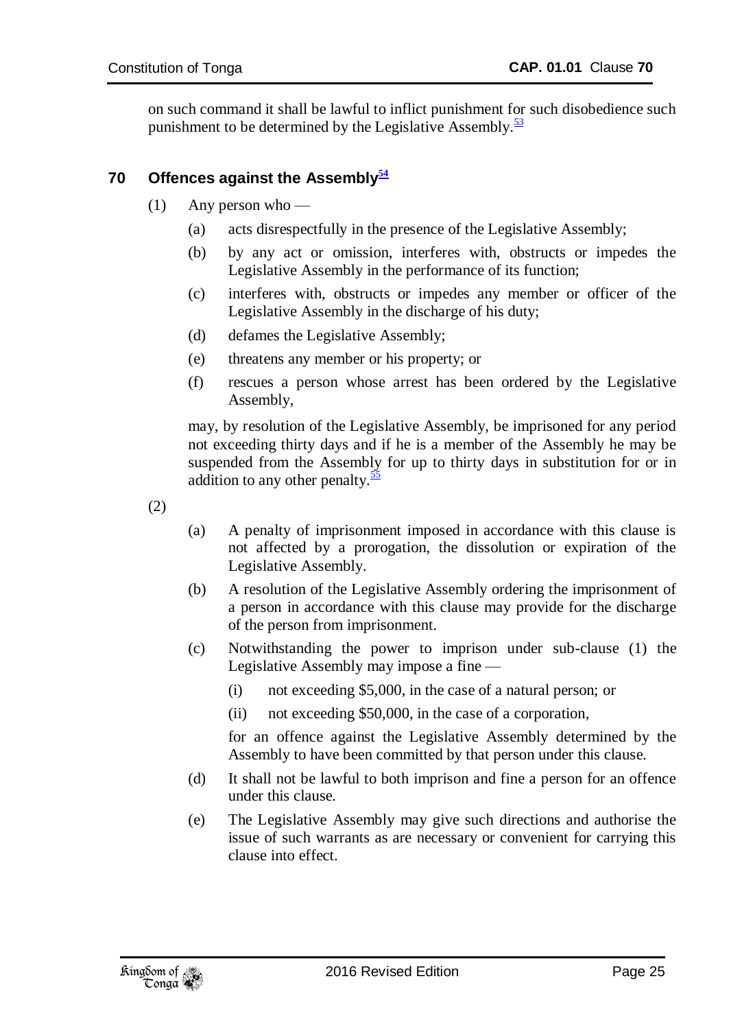on such command it shall be lawful to inflict punishment for such disobedience such punishment to be determined by the Legislative Assembly.[53]

## 70 Offences against the Assembly[54]

(1) Any person who —

(a) acts disrespectfully in the presence of the Legislative Assembly;

(b) by any act or omission, interferes with, obstructs or impedes the Legislative Assembly in the performance of its function;

(c) interferes with, obstructs or impedes any member or officer of the Legislative Assembly in the discharge of his duty;

(d) defames the Legislative Assembly;

(e) threatens any member or his property; or

(f) rescues a person whose arrest has been ordered by the Legislative Assembly,

may, by resolution of the Legislative Assembly, be imprisoned for any period not exceeding thirty days and if he is a member of the Assembly he may be suspended from the Assembly for up to thirty days in substitution for or in addition to any other penalty.[55]

(2)

(a) A penalty of imprisonment imposed in accordance with this clause is not affected by a prorogation, the dissolution or expiration of the Legislative Assembly.

(b) A resolution of the Legislative Assembly ordering the imprisonment of a person in accordance with this clause may provide for the discharge of the person from imprisonment.

(c) Notwithstanding the power to imprison under sub-clause (1) the Legislative Assembly may impose a fine —

(i) not exceeding $5,000, in the case of a natural person; or

(ii) not exceeding $50,000, in the case of a corporation,

for an offence against the Legislative Assembly determined by the Assembly to have been committed by that person under this clause.

(d) It shall not be lawful to both imprison and fine a person for an offence under this clause.

(e) The Legislative Assembly may give such directions and authorise the issue of such warrants as are necessary or convenient for carrying this clause into effect.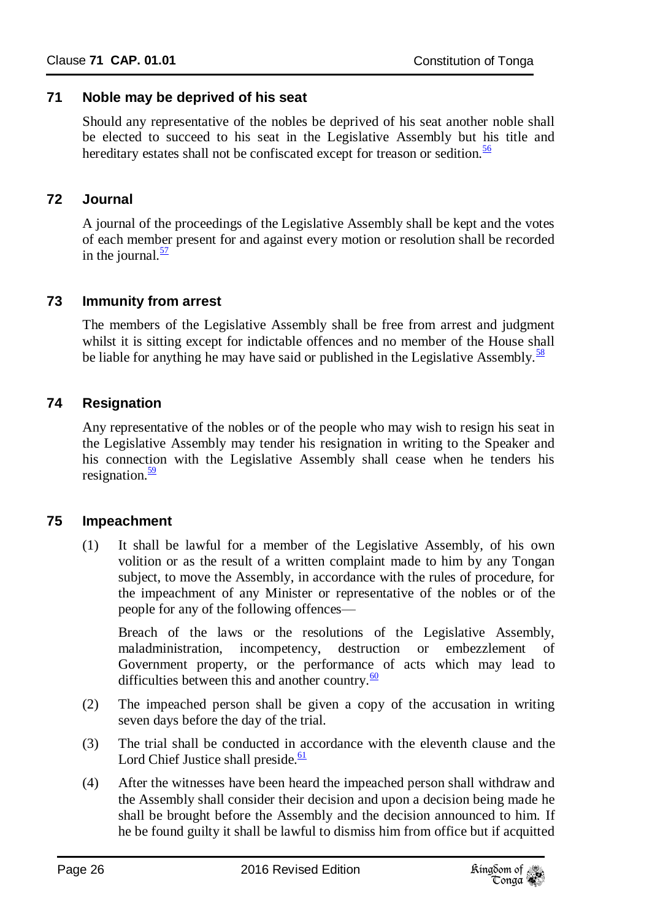### 71 Noble may be deprived of his seat

Should any representative of the nobles be deprived of his seat another noble shall be elected to succeed to his seat in the Legislative Assembly but his title and hereditary estates shall not be confiscated except for treason or sedition.[56]

### 72 Journal

A journal of the proceedings of the Legislative Assembly shall be kept and the votes of each member present for and against every motion or resolution shall be recorded in the journal.[57]

### 73 Immunity from arrest

The members of the Legislative Assembly shall be free from arrest and judgment whilst it is sitting except for indictable offences and no member of the House shall be liable for anything he may have said or published in the Legislative Assembly.[58]

### 74 Resignation

Any representative of the nobles or of the people who may wish to resign his seat in the Legislative Assembly may tender his resignation in writing to the Speaker and his connection with the Legislative Assembly shall cease when he tenders his resignation.[59]

### 75 Impeachment

(1) It shall be lawful for a member of the Legislative Assembly, of his own volition or as the result of a written complaint made to him by any Tongan subject, to move the Assembly, in accordance with the rules of procedure, for the impeachment of any Minister or representative of the nobles or of the people for any of the following offences—

Breach of the laws or the resolutions of the Legislative Assembly, maladministration, incompetency, destruction or embezzlement of Government property, or the performance of acts which may lead to difficulties between this and another country.[60]

(2) The impeached person shall be given a copy of the accusation in writing seven days before the day of the trial.

(3) The trial shall be conducted in accordance with the eleventh clause and the Lord Chief Justice shall preside.[61]

(4) After the witnesses have been heard the impeached person shall withdraw and the Assembly shall consider their decision and upon a decision being made he shall be brought before the Assembly and the decision announced to him. If he be found guilty it shall be lawful to dismiss him from office but if acquitted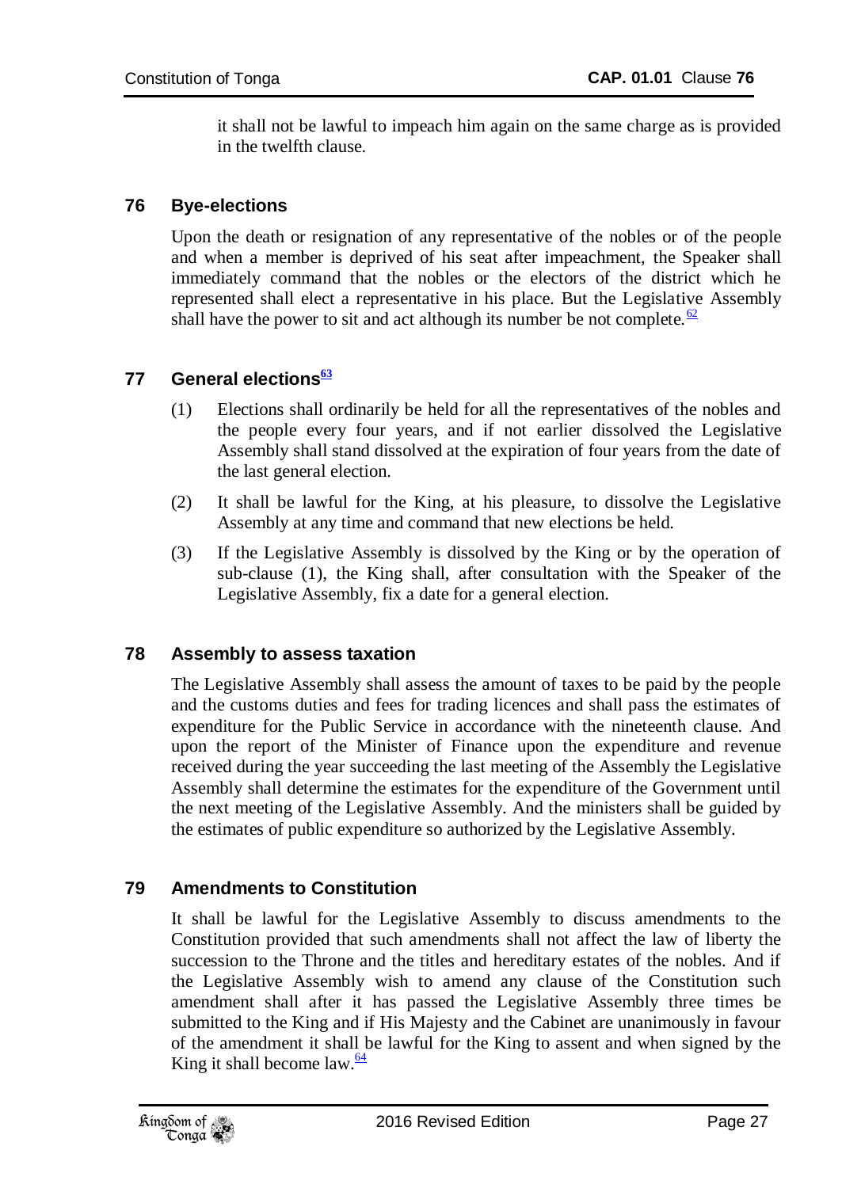it shall not be lawful to impeach him again on the same charge as is provided in the twelfth clause.

## 76 Bye-elections

Upon the death or resignation of any representative of the nobles or of the people and when a member is deprived of his seat after impeachment, the Speaker shall immediately command that the nobles or the electors of the district which he represented shall elect a representative in his place. But the Legislative Assembly shall have the power to sit and act although its number be not complete.[62]

## 77 General elections[63]

(1) Elections shall ordinarily be held for all the representatives of the nobles and the people every four years, and if not earlier dissolved the Legislative Assembly shall stand dissolved at the expiration of four years from the date of the last general election.

(2) It shall be lawful for the King, at his pleasure, to dissolve the Legislative Assembly at any time and command that new elections be held.

(3) If the Legislative Assembly is dissolved by the King or by the operation of sub-clause (1), the King shall, after consultation with the Speaker of the Legislative Assembly, fix a date for a general election.

## 78 Assembly to assess taxation

The Legislative Assembly shall assess the amount of taxes to be paid by the people and the customs duties and fees for trading licences and shall pass the estimates of expenditure for the Public Service in accordance with the nineteenth clause. And upon the report of the Minister of Finance upon the expenditure and revenue received during the year succeeding the last meeting of the Assembly the Legislative Assembly shall determine the estimates for the expenditure of the Government until the next meeting of the Legislative Assembly. And the ministers shall be guided by the estimates of public expenditure so authorized by the Legislative Assembly.

## 79 Amendments to Constitution

It shall be lawful for the Legislative Assembly to discuss amendments to the Constitution provided that such amendments shall not affect the law of liberty the succession to the Throne and the titles and hereditary estates of the nobles. And if the Legislative Assembly wish to amend any clause of the Constitution such amendment shall after it has passed the Legislative Assembly three times be submitted to the King and if His Majesty and the Cabinet are unanimously in favour of the amendment it shall be lawful for the King to assent and when signed by the King it shall become law.[64]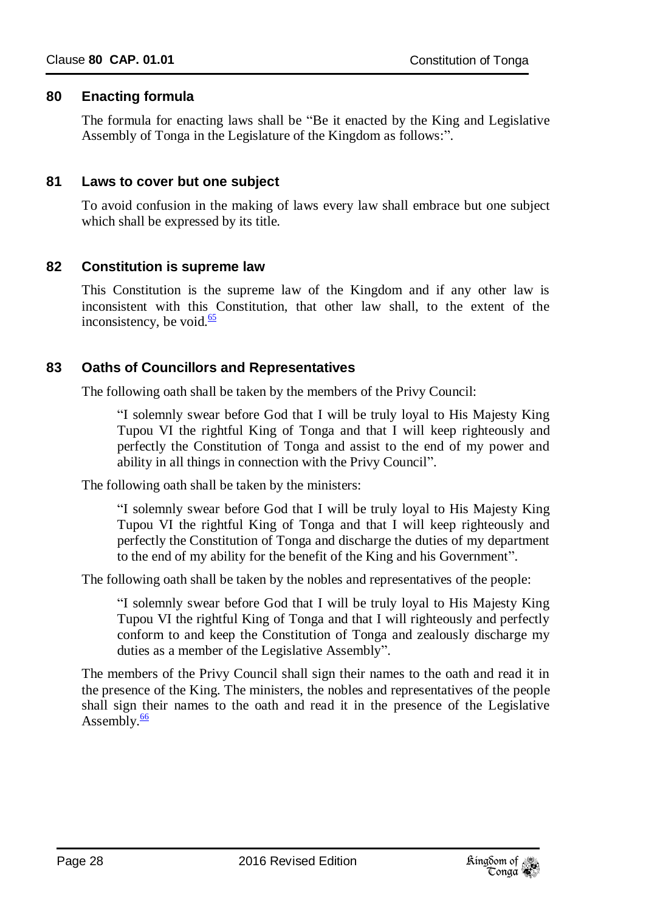## 80 Enacting formula

The formula for enacting laws shall be "Be it enacted by the King and Legislative Assembly of Tonga in the Legislature of the Kingdom as follows:".

## 81 Laws to cover but one subject

To avoid confusion in the making of laws every law shall embrace but one subject which shall be expressed by its title.

## 82 Constitution is supreme law

This Constitution is the supreme law of the Kingdom and if any other law is inconsistent with this Constitution, that other law shall, to the extent of the inconsistency, be void.[65]

## 83 Oaths of Councillors and Representatives

The following oath shall be taken by the members of the Privy Council:

> "I solemnly swear before God that I will be truly loyal to His Majesty King Tupou VI the rightful King of Tonga and that I will keep righteously and perfectly the Constitution of Tonga and assist to the end of my power and ability in all things in connection with the Privy Council".

The following oath shall be taken by the ministers:

> "I solemnly swear before God that I will be truly loyal to His Majesty King Tupou VI the rightful King of Tonga and that I will keep righteously and perfectly the Constitution of Tonga and discharge the duties of my department to the end of my ability for the benefit of the King and his Government".

The following oath shall be taken by the nobles and representatives of the people:

> "I solemnly swear before God that I will be truly loyal to His Majesty King Tupou VI the rightful King of Tonga and that I will righteously and perfectly conform to and keep the Constitution of Tonga and zealously discharge my duties as a member of the Legislative Assembly".

The members of the Privy Council shall sign their names to the oath and read it in the presence of the King. The ministers, the nobles and representatives of the people shall sign their names to the oath and read it in the presence of the Legislative Assembly.[66]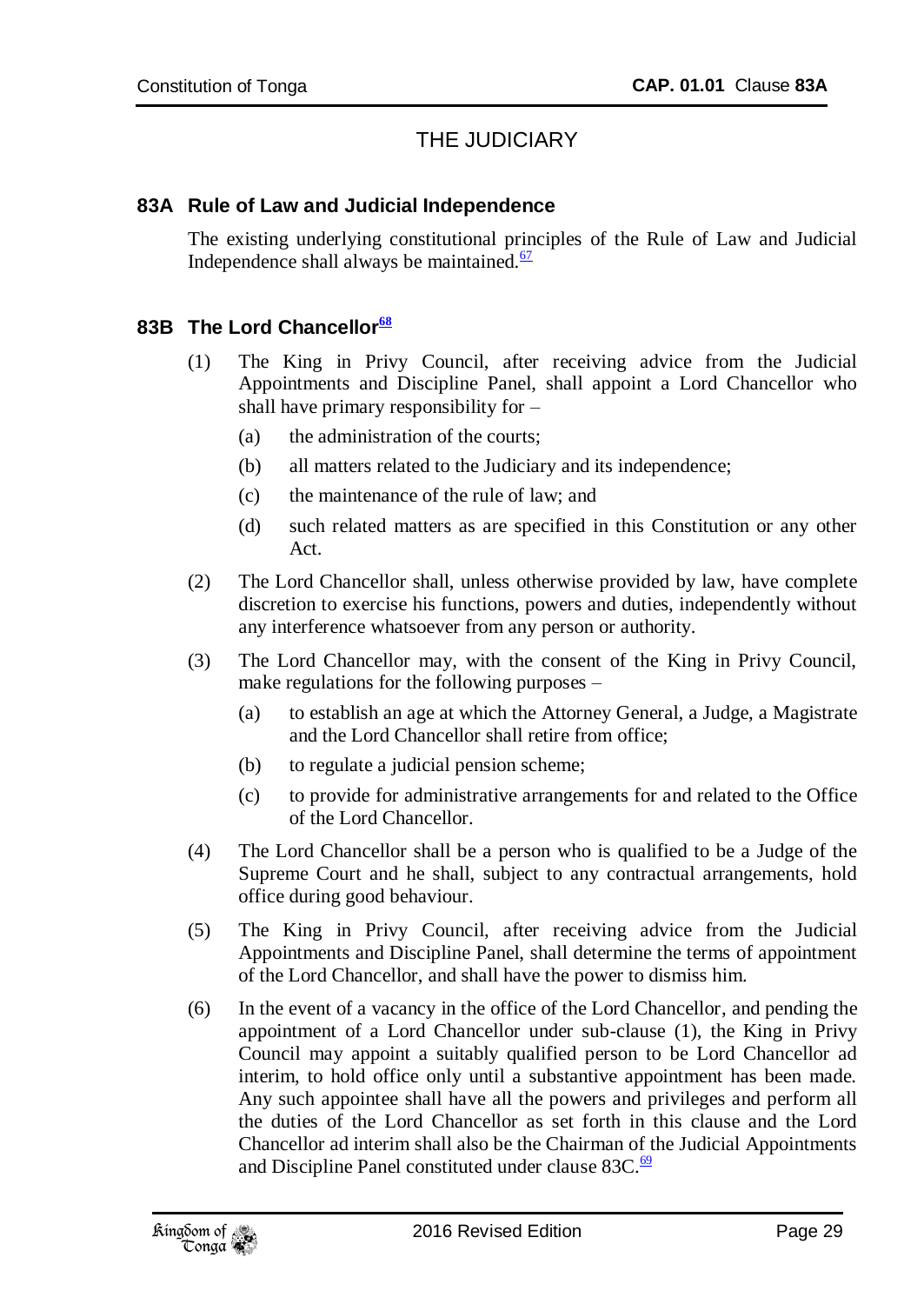# THE JUDICIARY

## 83A Rule of Law and Judicial Independence

The existing underlying constitutional principles of the Rule of Law and Judicial Independence shall always be maintained.[67]

## 83B The Lord Chancellor[68]

(1) The King in Privy Council, after receiving advice from the Judicial Appointments and Discipline Panel, shall appoint a Lord Chancellor who shall have primary responsibility for –

   (a) the administration of the courts;

   (b) all matters related to the Judiciary and its independence;

   (c) the maintenance of the rule of law; and

   (d) such related matters as are specified in this Constitution or any other Act.

(2) The Lord Chancellor shall, unless otherwise provided by law, have complete discretion to exercise his functions, powers and duties, independently without any interference whatsoever from any person or authority.

(3) The Lord Chancellor may, with the consent of the King in Privy Council, make regulations for the following purposes –

   (a) to establish an age at which the Attorney General, a Judge, a Magistrate and the Lord Chancellor shall retire from office;

   (b) to regulate a judicial pension scheme;

   (c) to provide for administrative arrangements for and related to the Office of the Lord Chancellor.

(4) The Lord Chancellor shall be a person who is qualified to be a Judge of the Supreme Court and he shall, subject to any contractual arrangements, hold office during good behaviour.

(5) The King in Privy Council, after receiving advice from the Judicial Appointments and Discipline Panel, shall determine the terms of appointment of the Lord Chancellor, and shall have the power to dismiss him.

(6) In the event of a vacancy in the office of the Lord Chancellor, and pending the appointment of a Lord Chancellor under sub-clause (1), the King in Privy Council may appoint a suitably qualified person to be Lord Chancellor ad interim, to hold office only until a substantive appointment has been made. Any such appointee shall have all the powers and privileges and perform all the duties of the Lord Chancellor as set forth in this clause and the Lord Chancellor ad interim shall also be the Chairman of the Judicial Appointments and Discipline Panel constituted under clause 83C.[69]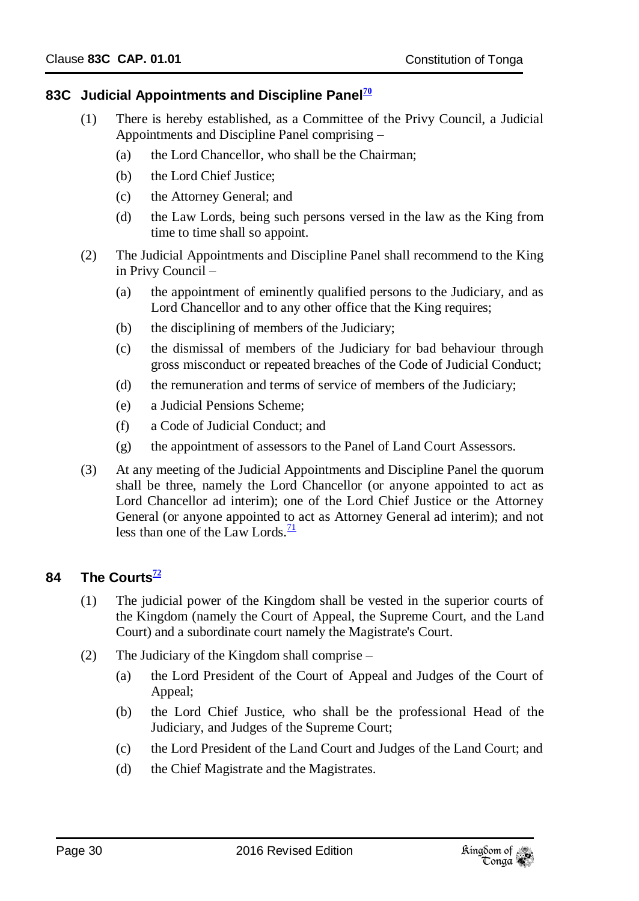## 83C Judicial Appointments and Discipline Panel[70]

(1) There is hereby established, as a Committee of the Privy Council, a Judicial Appointments and Discipline Panel comprising –

- (a) the Lord Chancellor, who shall be the Chairman;
- (b) the Lord Chief Justice;
- (c) the Attorney General; and
- (d) the Law Lords, being such persons versed in the law as the King from time to time shall so appoint.

(2) The Judicial Appointments and Discipline Panel shall recommend to the King in Privy Council –

- (a) the appointment of eminently qualified persons to the Judiciary, and as Lord Chancellor and to any other office that the King requires;
- (b) the disciplining of members of the Judiciary;
- (c) the dismissal of members of the Judiciary for bad behaviour through gross misconduct or repeated breaches of the Code of Judicial Conduct;
- (d) the remuneration and terms of service of members of the Judiciary;
- (e) a Judicial Pensions Scheme;
- (f) a Code of Judicial Conduct; and
- (g) the appointment of assessors to the Panel of Land Court Assessors.

(3) At any meeting of the Judicial Appointments and Discipline Panel the quorum shall be three, namely the Lord Chancellor (or anyone appointed to act as Lord Chancellor ad interim); one of the Lord Chief Justice or the Attorney General (or anyone appointed to act as Attorney General ad interim); and not less than one of the Law Lords.[71]

## 84 The Courts[72]

(1) The judicial power of the Kingdom shall be vested in the superior courts of the Kingdom (namely the Court of Appeal, the Supreme Court, and the Land Court) and a subordinate court namely the Magistrate's Court.

(2) The Judiciary of the Kingdom shall comprise –

- (a) the Lord President of the Court of Appeal and Judges of the Court of Appeal;
- (b) the Lord Chief Justice, who shall be the professional Head of the Judiciary, and Judges of the Supreme Court;
- (c) the Lord President of the Land Court and Judges of the Land Court; and
- (d) the Chief Magistrate and the Magistrates.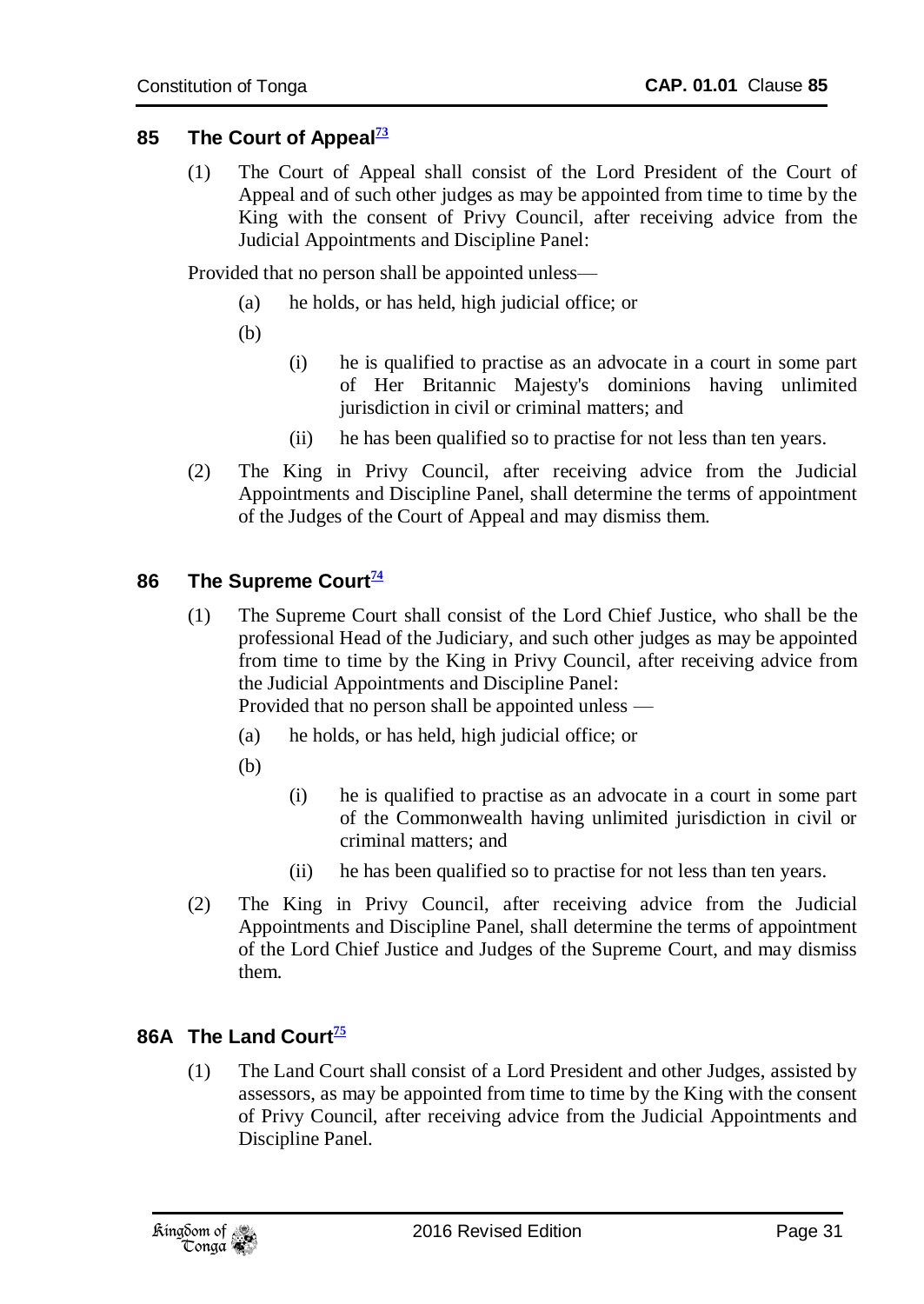## 85 The Court of Appeal[73]

(1) The Court of Appeal shall consist of the Lord President of the Court of Appeal and of such other judges as may be appointed from time to time by the King with the consent of Privy Council, after receiving advice from the Judicial Appointments and Discipline Panel:

Provided that no person shall be appointed unless—

- (a) he holds, or has held, high judicial office; or
- (b)
  - (i) he is qualified to practise as an advocate in a court in some part of Her Britannic Majesty's dominions having unlimited jurisdiction in civil or criminal matters; and
  - (ii) he has been qualified so to practise for not less than ten years.

(2) The King in Privy Council, after receiving advice from the Judicial Appointments and Discipline Panel, shall determine the terms of appointment of the Judges of the Court of Appeal and may dismiss them.

## 86 The Supreme Court[74]

(1) The Supreme Court shall consist of the Lord Chief Justice, who shall be the professional Head of the Judiciary, and such other judges as may be appointed from time to time by the King in Privy Council, after receiving advice from the Judicial Appointments and Discipline Panel:
Provided that no person shall be appointed unless —

- (a) he holds, or has held, high judicial office; or
- (b)
  - (i) he is qualified to practise as an advocate in a court in some part of the Commonwealth having unlimited jurisdiction in civil or criminal matters; and
  - (ii) he has been qualified so to practise for not less than ten years.

(2) The King in Privy Council, after receiving advice from the Judicial Appointments and Discipline Panel, shall determine the terms of appointment of the Lord Chief Justice and Judges of the Supreme Court, and may dismiss them.

## 86A The Land Court[75]

(1) The Land Court shall consist of a Lord President and other Judges, assisted by assessors, as may be appointed from time to time by the King with the consent of Privy Council, after receiving advice from the Judicial Appointments and Discipline Panel.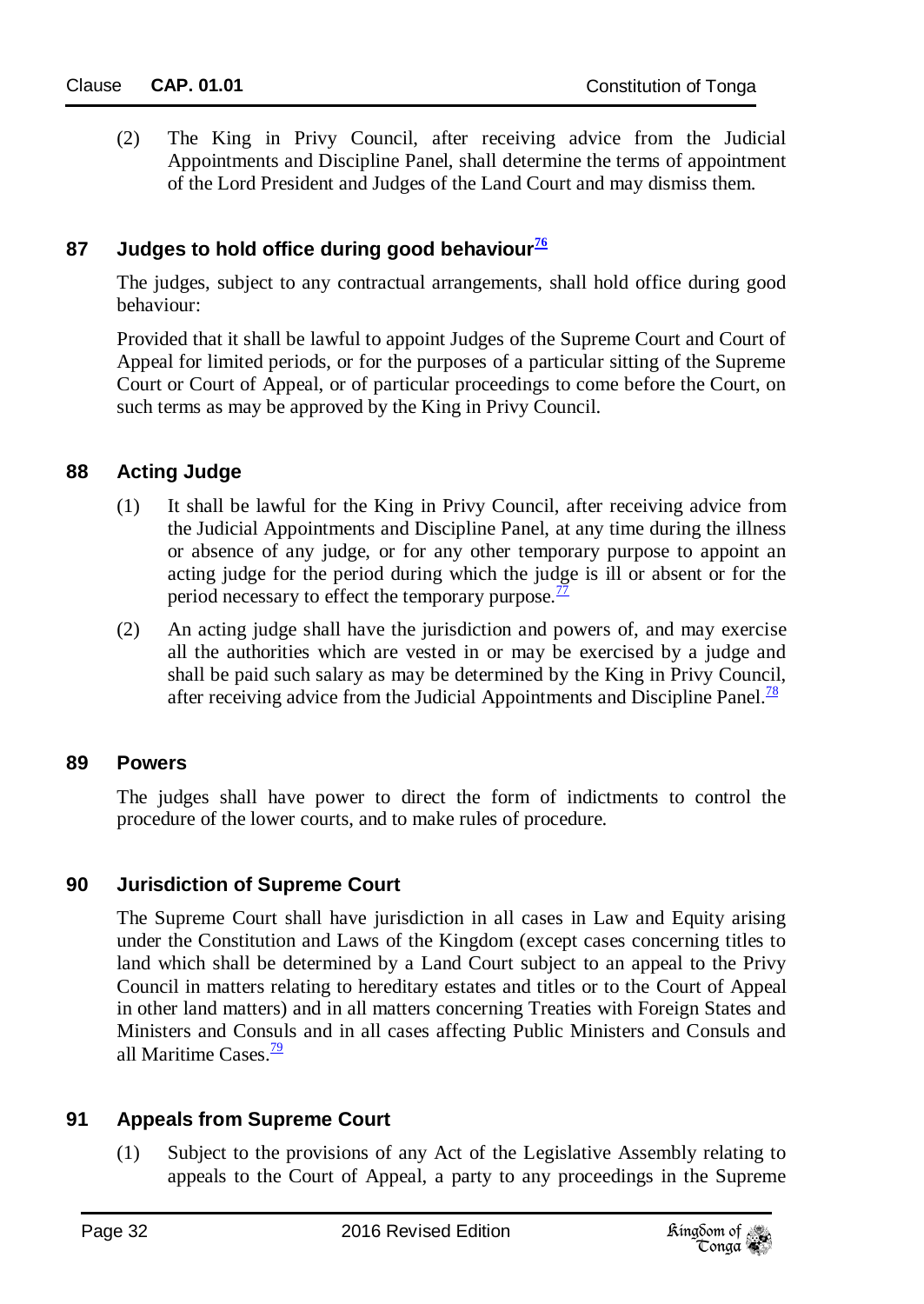(2) The King in Privy Council, after receiving advice from the Judicial Appointments and Discipline Panel, shall determine the terms of appointment of the Lord President and Judges of the Land Court and may dismiss them.

## 87 Judges to hold office during good behaviour[76]

The judges, subject to any contractual arrangements, shall hold office during good behaviour:

Provided that it shall be lawful to appoint Judges of the Supreme Court and Court of Appeal for limited periods, or for the purposes of a particular sitting of the Supreme Court or Court of Appeal, or of particular proceedings to come before the Court, on such terms as may be approved by the King in Privy Council.

## 88 Acting Judge

(1) It shall be lawful for the King in Privy Council, after receiving advice from the Judicial Appointments and Discipline Panel, at any time during the illness or absence of any judge, or for any other temporary purpose to appoint an acting judge for the period during which the judge is ill or absent or for the period necessary to effect the temporary purpose.[77]

(2) An acting judge shall have the jurisdiction and powers of, and may exercise all the authorities which are vested in or may be exercised by a judge and shall be paid such salary as may be determined by the King in Privy Council, after receiving advice from the Judicial Appointments and Discipline Panel.[78]

## 89 Powers

The judges shall have power to direct the form of indictments to control the procedure of the lower courts, and to make rules of procedure.

## 90 Jurisdiction of Supreme Court

The Supreme Court shall have jurisdiction in all cases in Law and Equity arising under the Constitution and Laws of the Kingdom (except cases concerning titles to land which shall be determined by a Land Court subject to an appeal to the Privy Council in matters relating to hereditary estates and titles or to the Court of Appeal in other land matters) and in all matters concerning Treaties with Foreign States and Ministers and Consuls and in all cases affecting Public Ministers and Consuls and all Maritime Cases.[79]

## 91 Appeals from Supreme Court

(1) Subject to the provisions of any Act of the Legislative Assembly relating to appeals to the Court of Appeal, a party to any proceedings in the Supreme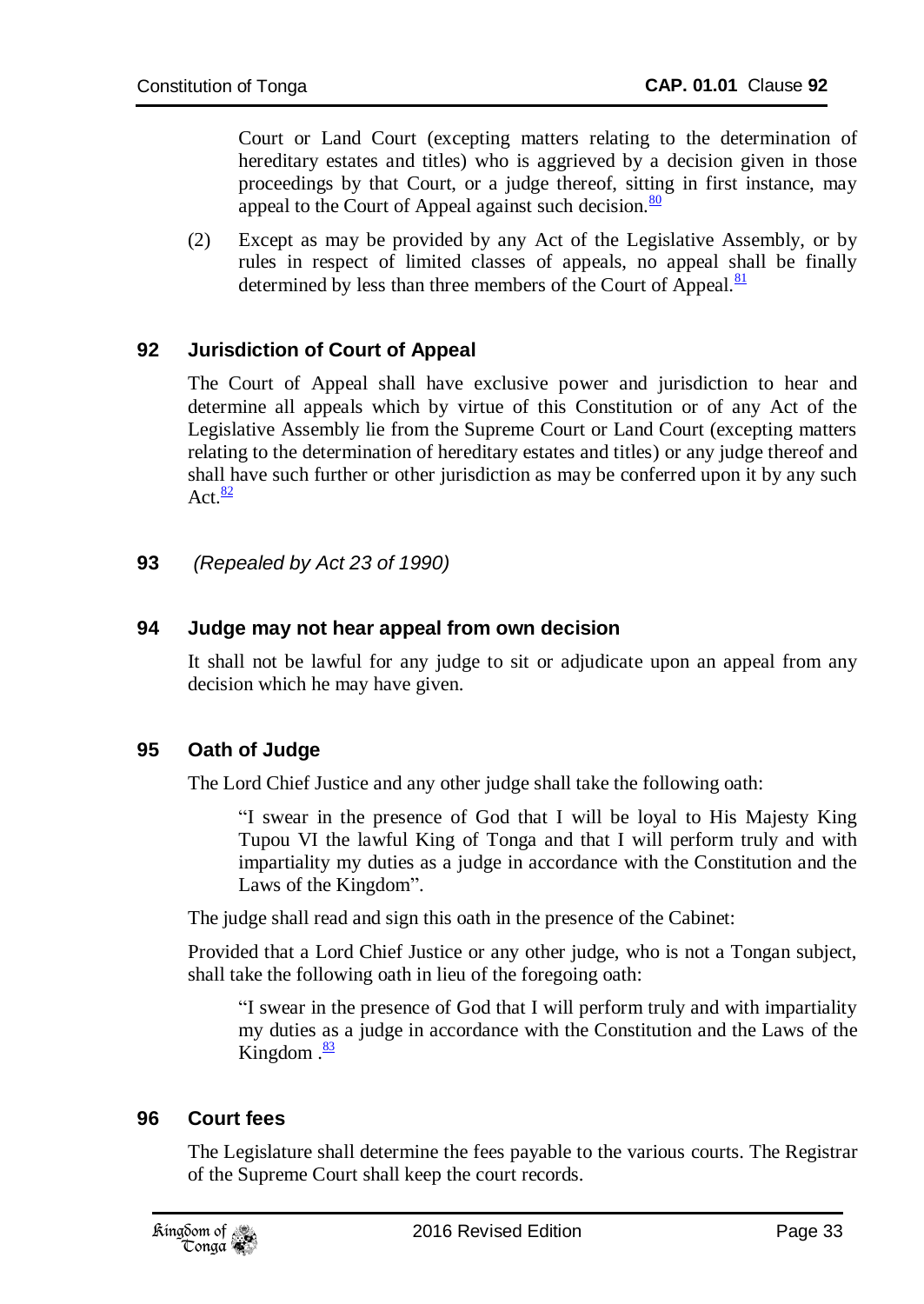Court or Land Court (excepting matters relating to the determination of hereditary estates and titles) who is aggrieved by a decision given in those proceedings by that Court, or a judge thereof, sitting in first instance, may appeal to the Court of Appeal against such decision.[80]

(2) Except as may be provided by any Act of the Legislative Assembly, or by rules in respect of limited classes of appeals, no appeal shall be finally determined by less than three members of the Court of Appeal.[81]

## 92 Jurisdiction of Court of Appeal

The Court of Appeal shall have exclusive power and jurisdiction to hear and determine all appeals which by virtue of this Constitution or of any Act of the Legislative Assembly lie from the Supreme Court or Land Court (excepting matters relating to the determination of hereditary estates and titles) or any judge thereof and shall have such further or other jurisdiction as may be conferred upon it by any such Act.[82]

## 93 *(Repealed by Act 23 of 1990)*

## 94 Judge may not hear appeal from own decision

It shall not be lawful for any judge to sit or adjudicate upon an appeal from any decision which he may have given.

## 95 Oath of Judge

The Lord Chief Justice and any other judge shall take the following oath:

> "I swear in the presence of God that I will be loyal to His Majesty King Tupou VI the lawful King of Tonga and that I will perform truly and with impartiality my duties as a judge in accordance with the Constitution and the Laws of the Kingdom".

The judge shall read and sign this oath in the presence of the Cabinet:

Provided that a Lord Chief Justice or any other judge, who is not a Tongan subject, shall take the following oath in lieu of the foregoing oath:

> "I swear in the presence of God that I will perform truly and with impartiality my duties as a judge in accordance with the Constitution and the Laws of the Kingdom .[83]

## 96 Court fees

The Legislature shall determine the fees payable to the various courts. The Registrar of the Supreme Court shall keep the court records.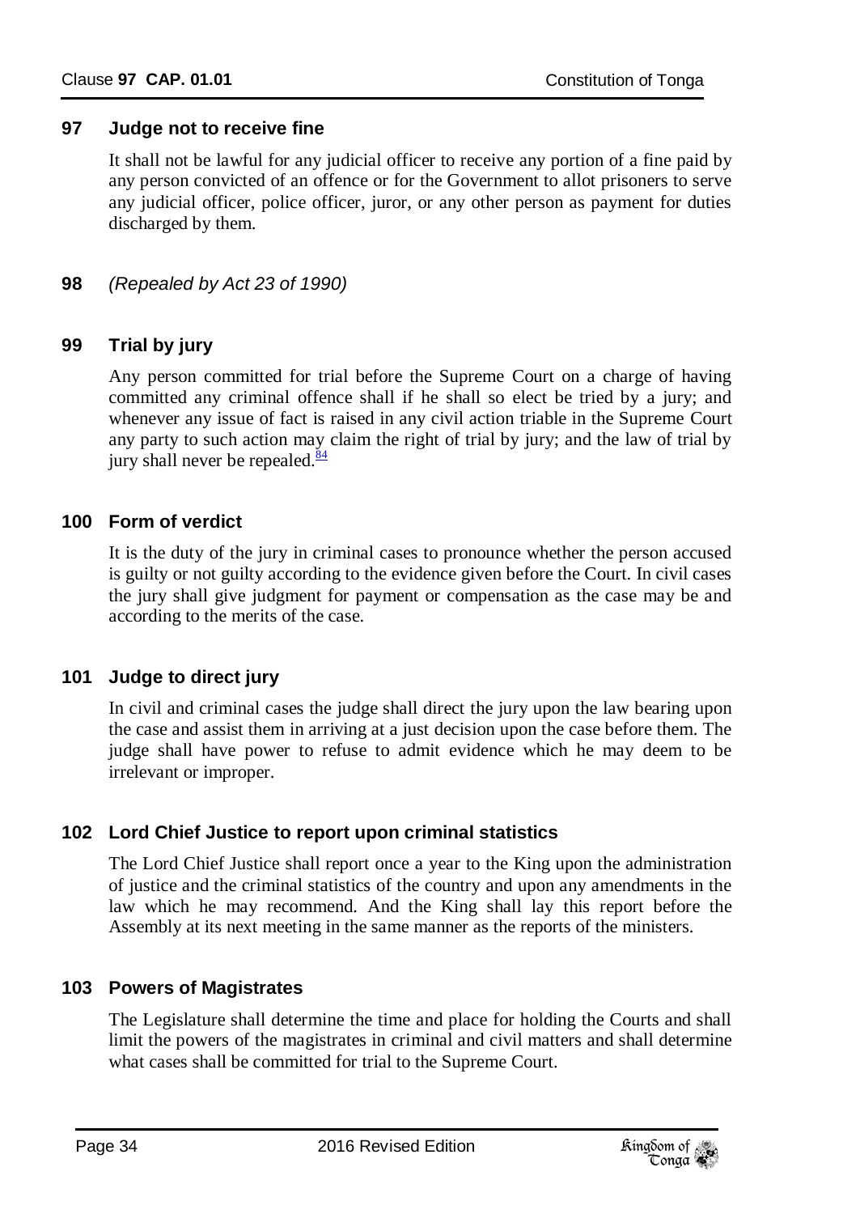## 97 Judge not to receive fine

It shall not be lawful for any judicial officer to receive any portion of a fine paid by any person convicted of an offence or for the Government to allot prisoners to serve any judicial officer, police officer, juror, or any other person as payment for duties discharged by them.

## 98 *(Repealed by Act 23 of 1990)*

## 99 Trial by jury

Any person committed for trial before the Supreme Court on a charge of having committed any criminal offence shall if he shall so elect be tried by a jury; and whenever any issue of fact is raised in any civil action triable in the Supreme Court any party to such action may claim the right of trial by jury; and the law of trial by jury shall never be repealed.[84]

## 100 Form of verdict

It is the duty of the jury in criminal cases to pronounce whether the person accused is guilty or not guilty according to the evidence given before the Court. In civil cases the jury shall give judgment for payment or compensation as the case may be and according to the merits of the case.

## 101 Judge to direct jury

In civil and criminal cases the judge shall direct the jury upon the law bearing upon the case and assist them in arriving at a just decision upon the case before them. The judge shall have power to refuse to admit evidence which he may deem to be irrelevant or improper.

## 102 Lord Chief Justice to report upon criminal statistics

The Lord Chief Justice shall report once a year to the King upon the administration of justice and the criminal statistics of the country and upon any amendments in the law which he may recommend. And the King shall lay this report before the Assembly at its next meeting in the same manner as the reports of the ministers.

## 103 Powers of Magistrates

The Legislature shall determine the time and place for holding the Courts and shall limit the powers of the magistrates in criminal and civil matters and shall determine what cases shall be committed for trial to the Supreme Court.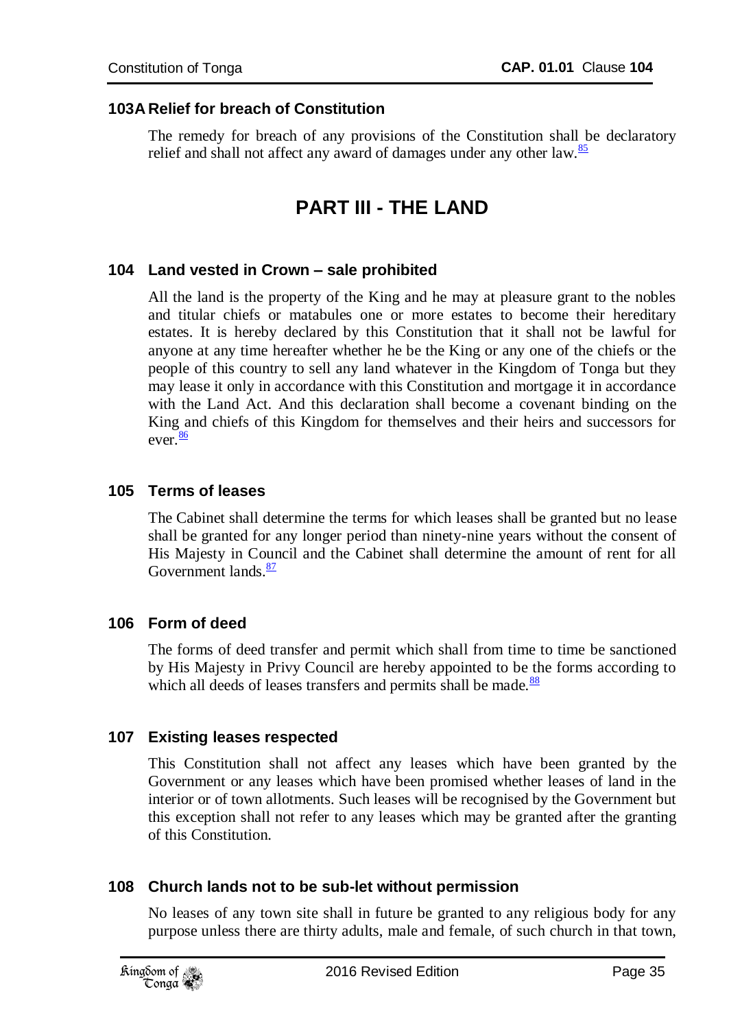### 103A Relief for breach of Constitution

The remedy for breach of any provisions of the Constitution shall be declaratory relief and shall not affect any award of damages under any other law.[85]

## PART III - THE LAND

### 104 Land vested in Crown – sale prohibited

All the land is the property of the King and he may at pleasure grant to the nobles and titular chiefs or matabules one or more estates to become their hereditary estates. It is hereby declared by this Constitution that it shall not be lawful for anyone at any time hereafter whether he be the King or any one of the chiefs or the people of this country to sell any land whatever in the Kingdom of Tonga but they may lease it only in accordance with this Constitution and mortgage it in accordance with the Land Act. And this declaration shall become a covenant binding on the King and chiefs of this Kingdom for themselves and their heirs and successors for ever.[86]

### 105 Terms of leases

The Cabinet shall determine the terms for which leases shall be granted but no lease shall be granted for any longer period than ninety-nine years without the consent of His Majesty in Council and the Cabinet shall determine the amount of rent for all Government lands.[87]

### 106 Form of deed

The forms of deed transfer and permit which shall from time to time be sanctioned by His Majesty in Privy Council are hereby appointed to be the forms according to which all deeds of leases transfers and permits shall be made.[88]

### 107 Existing leases respected

This Constitution shall not affect any leases which have been granted by the Government or any leases which have been promised whether leases of land in the interior or of town allotments. Such leases will be recognised by the Government but this exception shall not refer to any leases which may be granted after the granting of this Constitution.

### 108 Church lands not to be sub-let without permission

No leases of any town site shall in future be granted to any religious body for any purpose unless there are thirty adults, male and female, of such church in that town,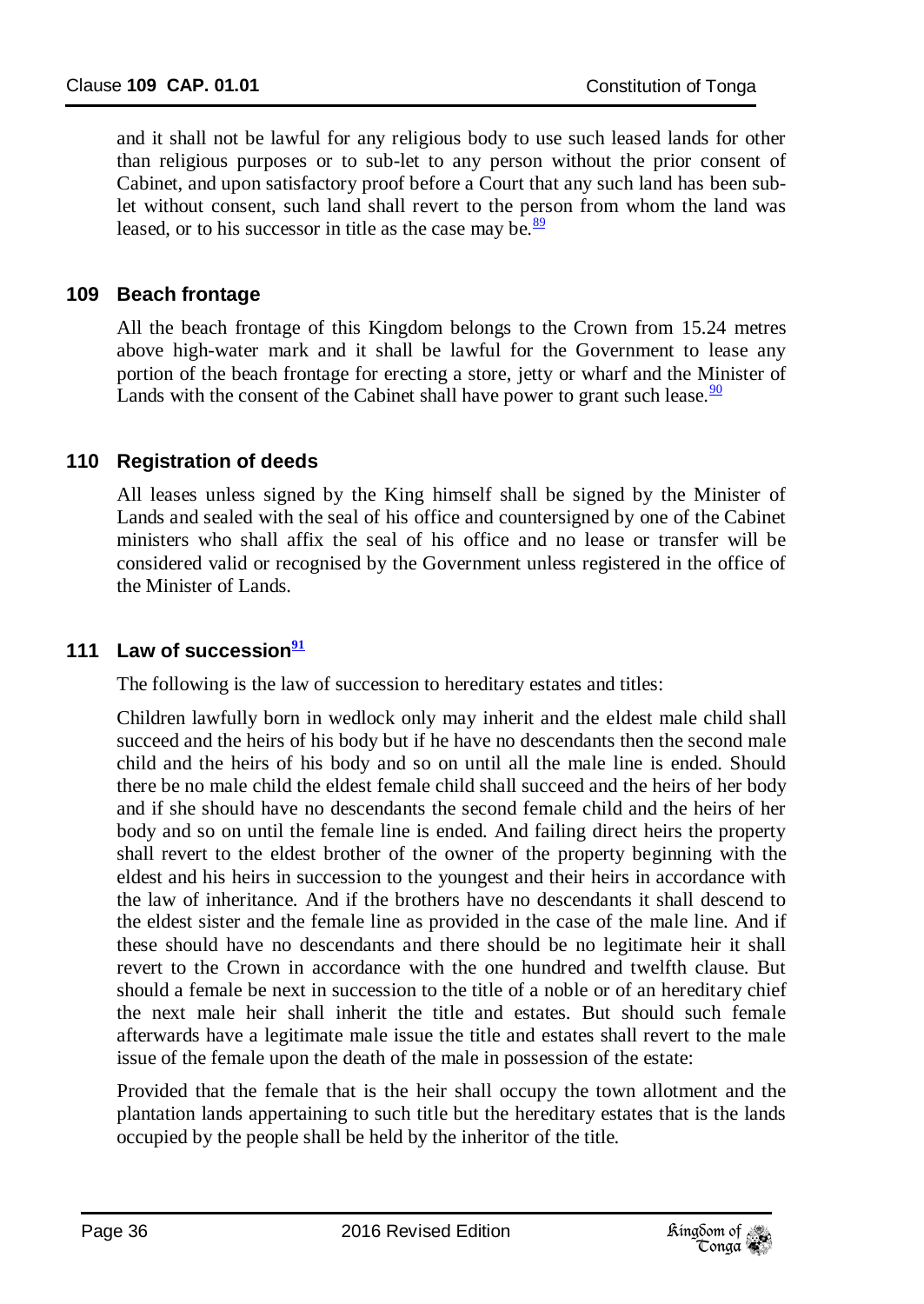and it shall not be lawful for any religious body to use such leased lands for other than religious purposes or to sub-let to any person without the prior consent of Cabinet, and upon satisfactory proof before a Court that any such land has been sub-let without consent, such land shall revert to the person from whom the land was leased, or to his successor in title as the case may be.[89]

### 109 Beach frontage

All the beach frontage of this Kingdom belongs to the Crown from 15.24 metres above high-water mark and it shall be lawful for the Government to lease any portion of the beach frontage for erecting a store, jetty or wharf and the Minister of Lands with the consent of the Cabinet shall have power to grant such lease.[90]

### 110 Registration of deeds

All leases unless signed by the King himself shall be signed by the Minister of Lands and sealed with the seal of his office and countersigned by one of the Cabinet ministers who shall affix the seal of his office and no lease or transfer will be considered valid or recognised by the Government unless registered in the office of the Minister of Lands.

### 111 Law of succession[91]

The following is the law of succession to hereditary estates and titles:

Children lawfully born in wedlock only may inherit and the eldest male child shall succeed and the heirs of his body but if he have no descendants then the second male child and the heirs of his body and so on until all the male line is ended. Should there be no male child the eldest female child shall succeed and the heirs of her body and if she should have no descendants the second female child and the heirs of her body and so on until the female line is ended. And failing direct heirs the property shall revert to the eldest brother of the owner of the property beginning with the eldest and his heirs in succession to the youngest and their heirs in accordance with the law of inheritance. And if the brothers have no descendants it shall descend to the eldest sister and the female line as provided in the case of the male line. And if these should have no descendants and there should be no legitimate heir it shall revert to the Crown in accordance with the one hundred and twelfth clause. But should a female be next in succession to the title of a noble or of an hereditary chief the next male heir shall inherit the title and estates. But should such female afterwards have a legitimate male issue the title and estates shall revert to the male issue of the female upon the death of the male in possession of the estate:

Provided that the female that is the heir shall occupy the town allotment and the plantation lands appertaining to such title but the hereditary estates that is the lands occupied by the people shall be held by the inheritor of the title.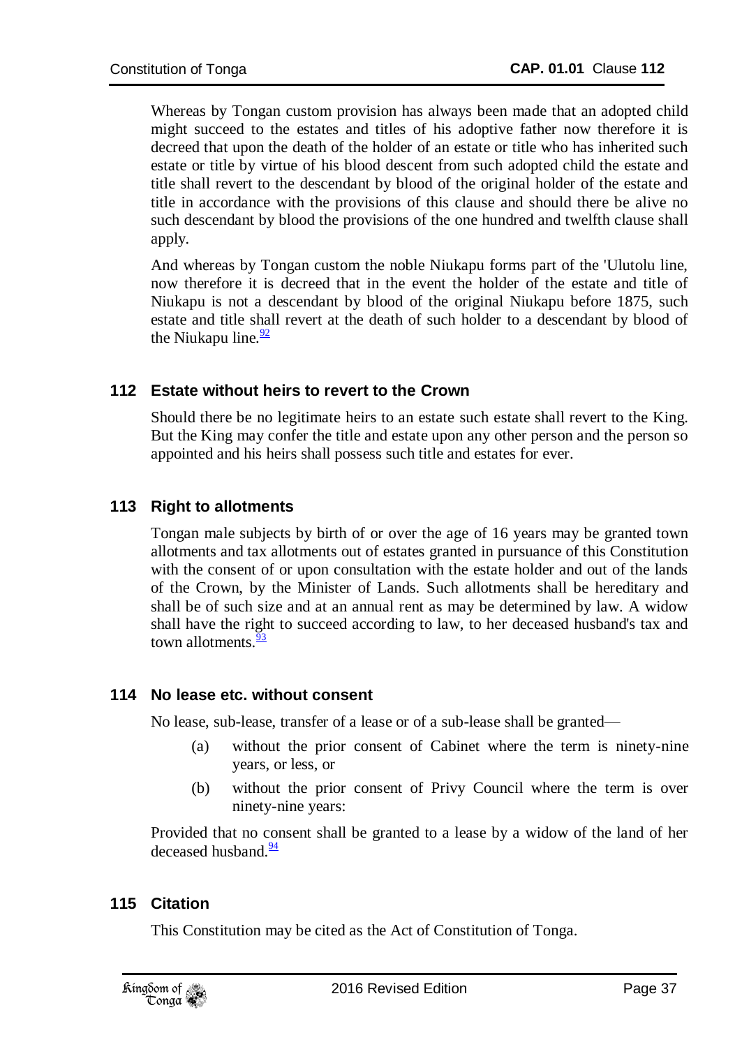Whereas by Tongan custom provision has always been made that an adopted child might succeed to the estates and titles of his adoptive father now therefore it is decreed that upon the death of the holder of an estate or title who has inherited such estate or title by virtue of his blood descent from such adopted child the estate and title shall revert to the descendant by blood of the original holder of the estate and title in accordance with the provisions of this clause and should there be alive no such descendant by blood the provisions of the one hundred and twelfth clause shall apply.

And whereas by Tongan custom the noble Niukapu forms part of the 'Ulutolu line, now therefore it is decreed that in the event the holder of the estate and title of Niukapu is not a descendant by blood of the original Niukapu before 1875, such estate and title shall revert at the death of such holder to a descendant by blood of the Niukapu line.[92]

## 112 Estate without heirs to revert to the Crown

Should there be no legitimate heirs to an estate such estate shall revert to the King. But the King may confer the title and estate upon any other person and the person so appointed and his heirs shall possess such title and estates for ever.

## 113 Right to allotments

Tongan male subjects by birth of or over the age of 16 years may be granted town allotments and tax allotments out of estates granted in pursuance of this Constitution with the consent of or upon consultation with the estate holder and out of the lands of the Crown, by the Minister of Lands. Such allotments shall be hereditary and shall be of such size and at an annual rent as may be determined by law. A widow shall have the right to succeed according to law, to her deceased husband's tax and town allotments.[93]

## 114 No lease etc. without consent

No lease, sub-lease, transfer of a lease or of a sub-lease shall be granted—

(a) without the prior consent of Cabinet where the term is ninety-nine years, or less, or

(b) without the prior consent of Privy Council where the term is over ninety-nine years:

Provided that no consent shall be granted to a lease by a widow of the land of her deceased husband.[94]

## 115 Citation

This Constitution may be cited as the Act of Constitution of Tonga.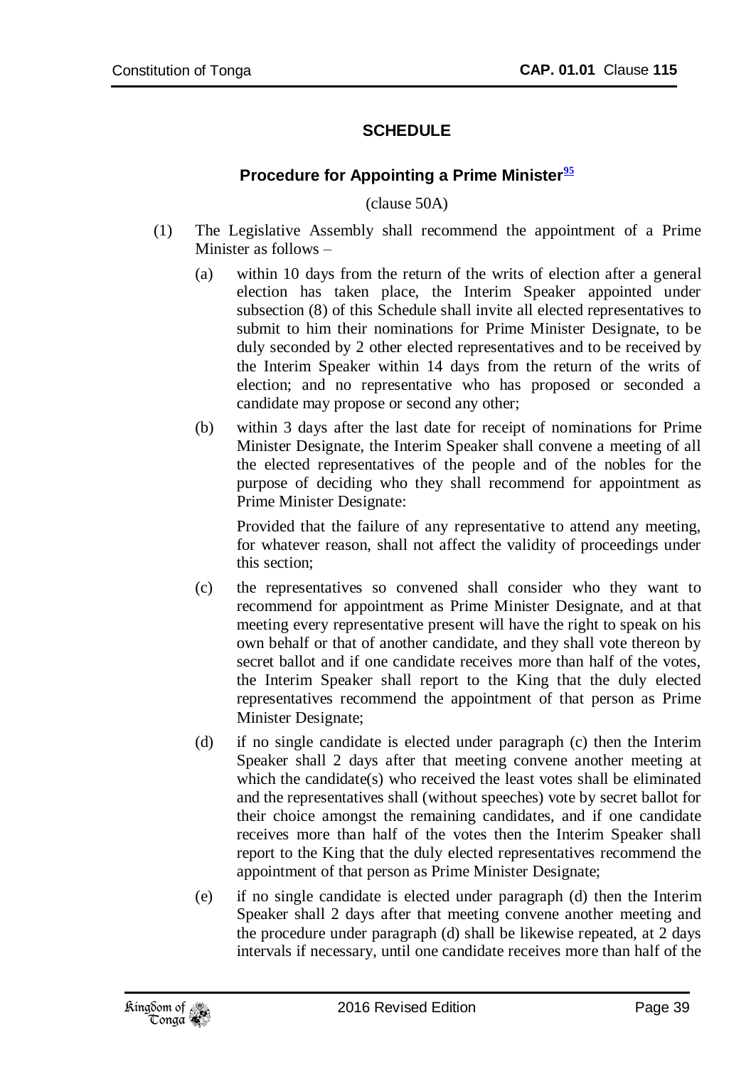## SCHEDULE

### Procedure for Appointing a Prime Minister[95]

(clause 50A)

(1) The Legislative Assembly shall recommend the appointment of a Prime Minister as follows –

(a) within 10 days from the return of the writs of election after a general election has taken place, the Interim Speaker appointed under subsection (8) of this Schedule shall invite all elected representatives to submit to him their nominations for Prime Minister Designate, to be duly seconded by 2 other elected representatives and to be received by the Interim Speaker within 14 days from the return of the writs of election; and no representative who has proposed or seconded a candidate may propose or second any other;

(b) within 3 days after the last date for receipt of nominations for Prime Minister Designate, the Interim Speaker shall convene a meeting of all the elected representatives of the people and of the nobles for the purpose of deciding who they shall recommend for appointment as Prime Minister Designate:

Provided that the failure of any representative to attend any meeting, for whatever reason, shall not affect the validity of proceedings under this section;

(c) the representatives so convened shall consider who they want to recommend for appointment as Prime Minister Designate, and at that meeting every representative present will have the right to speak on his own behalf or that of another candidate, and they shall vote thereon by secret ballot and if one candidate receives more than half of the votes, the Interim Speaker shall report to the King that the duly elected representatives recommend the appointment of that person as Prime Minister Designate;

(d) if no single candidate is elected under paragraph (c) then the Interim Speaker shall 2 days after that meeting convene another meeting at which the candidate(s) who received the least votes shall be eliminated and the representatives shall (without speeches) vote by secret ballot for their choice amongst the remaining candidates, and if one candidate receives more than half of the votes then the Interim Speaker shall report to the King that the duly elected representatives recommend the appointment of that person as Prime Minister Designate;

(e) if no single candidate is elected under paragraph (d) then the Interim Speaker shall 2 days after that meeting convene another meeting and the procedure under paragraph (d) shall be likewise repeated, at 2 days intervals if necessary, until one candidate receives more than half of the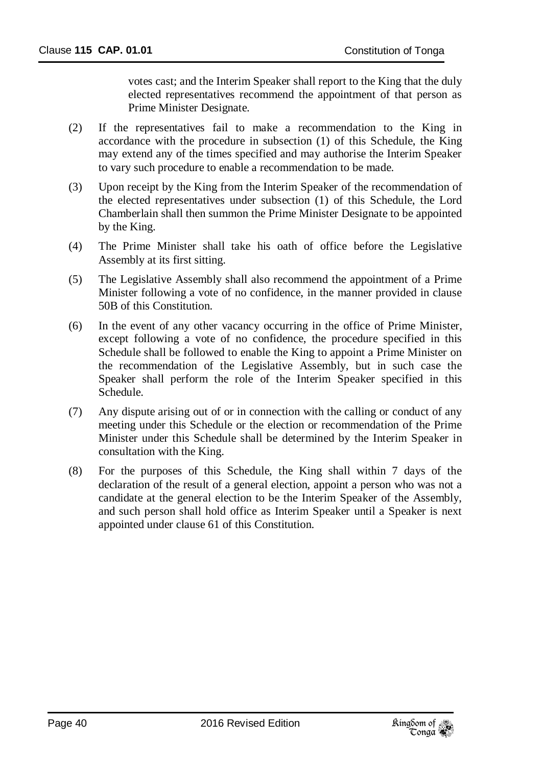votes cast; and the Interim Speaker shall report to the King that the duly elected representatives recommend the appointment of that person as Prime Minister Designate.

(2) If the representatives fail to make a recommendation to the King in accordance with the procedure in subsection (1) of this Schedule, the King may extend any of the times specified and may authorise the Interim Speaker to vary such procedure to enable a recommendation to be made.

(3) Upon receipt by the King from the Interim Speaker of the recommendation of the elected representatives under subsection (1) of this Schedule, the Lord Chamberlain shall then summon the Prime Minister Designate to be appointed by the King.

(4) The Prime Minister shall take his oath of office before the Legislative Assembly at its first sitting.

(5) The Legislative Assembly shall also recommend the appointment of a Prime Minister following a vote of no confidence, in the manner provided in clause 50B of this Constitution.

(6) In the event of any other vacancy occurring in the office of Prime Minister, except following a vote of no confidence, the procedure specified in this Schedule shall be followed to enable the King to appoint a Prime Minister on the recommendation of the Legislative Assembly, but in such case the Speaker shall perform the role of the Interim Speaker specified in this Schedule.

(7) Any dispute arising out of or in connection with the calling or conduct of any meeting under this Schedule or the election or recommendation of the Prime Minister under this Schedule shall be determined by the Interim Speaker in consultation with the King.

(8) For the purposes of this Schedule, the King shall within 7 days of the declaration of the result of a general election, appoint a person who was not a candidate at the general election to be the Interim Speaker of the Assembly, and such person shall hold office as Interim Speaker until a Speaker is next appointed under clause 61 of this Constitution.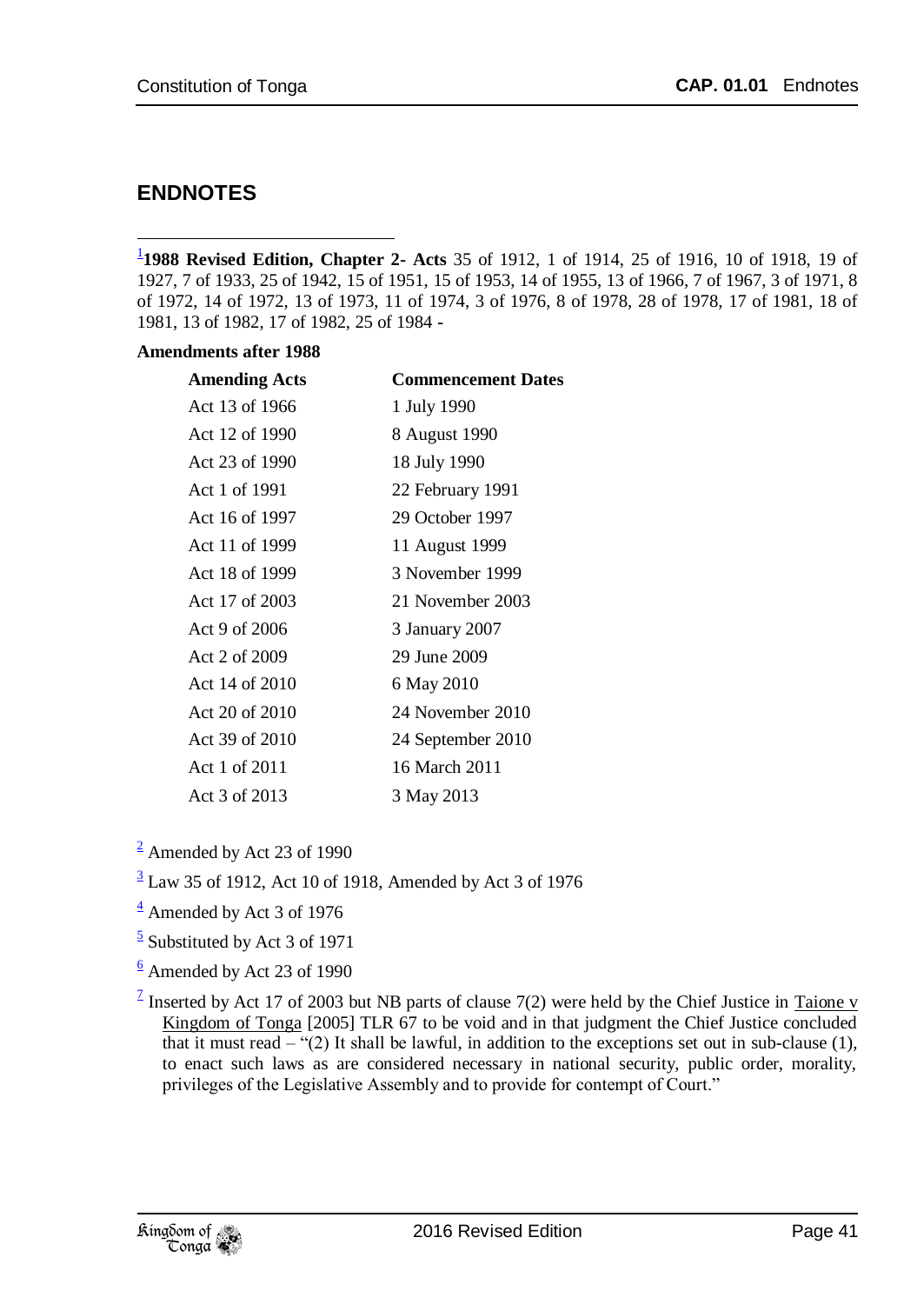## ENDNOTES

[1]**1988 Revised Edition, Chapter 2- Acts** 35 of 1912, 1 of 1914, 25 of 1916, 10 of 1918, 19 of 1927, 7 of 1933, 25 of 1942, 15 of 1951, 15 of 1953, 14 of 1955, 13 of 1966, 7 of 1967, 3 of 1971, 8 of 1972, 14 of 1972, 13 of 1973, 11 of 1974, 3 of 1976, 8 of 1978, 28 of 1978, 17 of 1981, 18 of 1981, 13 of 1982, 17 of 1982, 25 of 1984 -

**Amendments after 1988**

| **Amending Acts** | **Commencement Dates** |
|---|---|
| Act 13 of 1966 | 1 July 1990 |
| Act 12 of 1990 | 8 August 1990 |
| Act 23 of 1990 | 18 July 1990 |
| Act 1 of 1991 | 22 February 1991 |
| Act 16 of 1997 | 29 October 1997 |
| Act 11 of 1999 | 11 August 1999 |
| Act 18 of 1999 | 3 November 1999 |
| Act 17 of 2003 | 21 November 2003 |
| Act 9 of 2006 | 3 January 2007 |
| Act 2 of 2009 | 29 June 2009 |
| Act 14 of 2010 | 6 May 2010 |
| Act 20 of 2010 | 24 November 2010 |
| Act 39 of 2010 | 24 September 2010 |
| Act 1 of 2011 | 16 March 2011 |
| Act 3 of 2013 | 3 May 2013 |

[2] Amended by Act 23 of 1990

[3] Law 35 of 1912, Act 10 of 1918, Amended by Act 3 of 1976

[4] Amended by Act 3 of 1976

[5] Substituted by Act 3 of 1971

[6] Amended by Act 23 of 1990

[7] Inserted by Act 17 of 2003 but NB parts of clause 7(2) were held by the Chief Justice in Taione v Kingdom of Tonga [2005] TLR 67 to be void and in that judgment the Chief Justice concluded that it must read – "(2) It shall be lawful, in addition to the exceptions set out in sub-clause (1), to enact such laws as are considered necessary in national security, public order, morality, privileges of the Legislative Assembly and to provide for contempt of Court."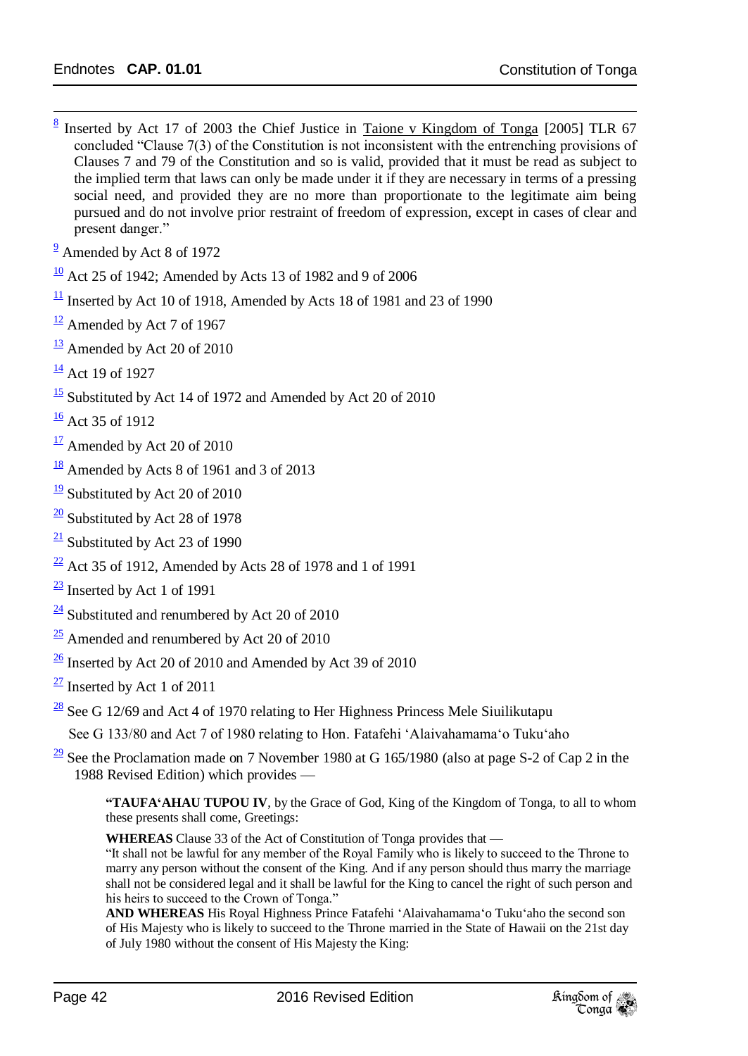[8] Inserted by Act 17 of 2003 the Chief Justice in Taione v Kingdom of Tonga [2005] TLR 67 concluded "Clause 7(3) of the Constitution is not inconsistent with the entrenching provisions of Clauses 7 and 79 of the Constitution and so is valid, provided that it must be read as subject to the implied term that laws can only be made under it if they are necessary in terms of a pressing social need, and provided they are no more than proportionate to the legitimate aim being pursued and do not involve prior restraint of freedom of expression, except in cases of clear and present danger."

[9] Amended by Act 8 of 1972

[10] Act 25 of 1942; Amended by Acts 13 of 1982 and 9 of 2006

[11] Inserted by Act 10 of 1918, Amended by Acts 18 of 1981 and 23 of 1990

[12] Amended by Act 7 of 1967

[13] Amended by Act 20 of 2010

[14] Act 19 of 1927

[15] Substituted by Act 14 of 1972 and Amended by Act 20 of 2010

[16] Act 35 of 1912

[17] Amended by Act 20 of 2010

[18] Amended by Acts 8 of 1961 and 3 of 2013

[19] Substituted by Act 20 of 2010

[20] Substituted by Act 28 of 1978

[21] Substituted by Act 23 of 1990

[22] Act 35 of 1912, Amended by Acts 28 of 1978 and 1 of 1991

[23] Inserted by Act 1 of 1991

[24] Substituted and renumbered by Act 20 of 2010

[25] Amended and renumbered by Act 20 of 2010

[26] Inserted by Act 20 of 2010 and Amended by Act 39 of 2010

[27] Inserted by Act 1 of 2011

[28] See G 12/69 and Act 4 of 1970 relating to Her Highness Princess Mele Siuilikutapu

See G 133/80 and Act 7 of 1980 relating to Hon. Fatafehi ʻAlaivahamamaʻo Tukuʻaho

[29] See the Proclamation made on 7 November 1980 at G 165/1980 (also at page S-2 of Cap 2 in the 1988 Revised Edition) which provides —

> **"TAUFAʻAHAU TUPOU IV**, by the Grace of God, King of the Kingdom of Tonga, to all to whom these presents shall come, Greetings:
>
> **WHEREAS** Clause 33 of the Act of Constitution of Tonga provides that —
> "It shall not be lawful for any member of the Royal Family who is likely to succeed to the Throne to marry any person without the consent of the King. And if any person should thus marry the marriage shall not be considered legal and it shall be lawful for the King to cancel the right of such person and his heirs to succeed to the Crown of Tonga."
> **AND WHEREAS** His Royal Highness Prince Fatafehi ʻAlaivahamamaʻo Tukuʻaho the second son of His Majesty who is likely to succeed to the Throne married in the State of Hawaii on the 21st day of July 1980 without the consent of His Majesty the King: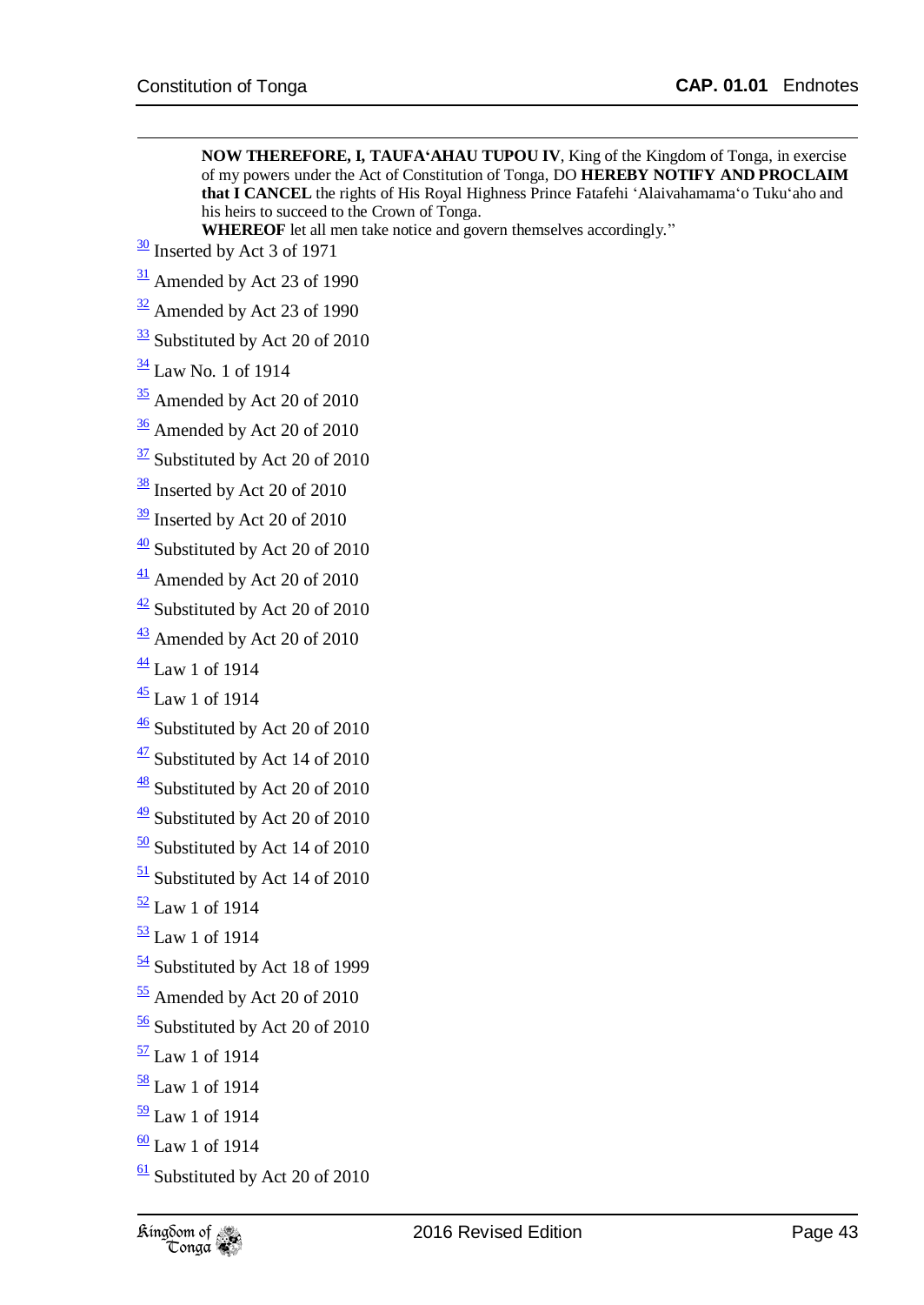**NOW THEREFORE, I, TAUFA'AHAU TUPOU IV**, King of the Kingdom of Tonga, in exercise of my powers under the Act of Constitution of Tonga, DO **HEREBY NOTIFY AND PROCLAIM that I CANCEL** the rights of His Royal Highness Prince Fatafehi 'Alaivahamama'o Tuku'aho and his heirs to succeed to the Crown of Tonga.

**WHEREOF** let all men take notice and govern themselves accordingly."

[30] Inserted by Act 3 of 1971

[31] Amended by Act 23 of 1990

[32] Amended by Act 23 of 1990

[33] Substituted by Act 20 of 2010

[34] Law No. 1 of 1914

[35] Amended by Act 20 of 2010

[36] Amended by Act 20 of 2010

[37] Substituted by Act 20 of 2010

[38] Inserted by Act 20 of 2010

[39] Inserted by Act 20 of 2010

[40] Substituted by Act 20 of 2010

[41] Amended by Act 20 of 2010

[42] Substituted by Act 20 of 2010

[43] Amended by Act 20 of 2010

[44] Law 1 of 1914

[45] Law 1 of 1914

[46] Substituted by Act 20 of 2010

[47] Substituted by Act 14 of 2010

[48] Substituted by Act 20 of 2010

[49] Substituted by Act 20 of 2010

[50] Substituted by Act 14 of 2010

[51] Substituted by Act 14 of 2010

[52] Law 1 of 1914

[53] Law 1 of 1914

[54] Substituted by Act 18 of 1999

[55] Amended by Act 20 of 2010

[56] Substituted by Act 20 of 2010

[57] Law 1 of 1914

[58] Law 1 of 1914

[59] Law 1 of 1914

[60] Law 1 of 1914

[61] Substituted by Act 20 of 2010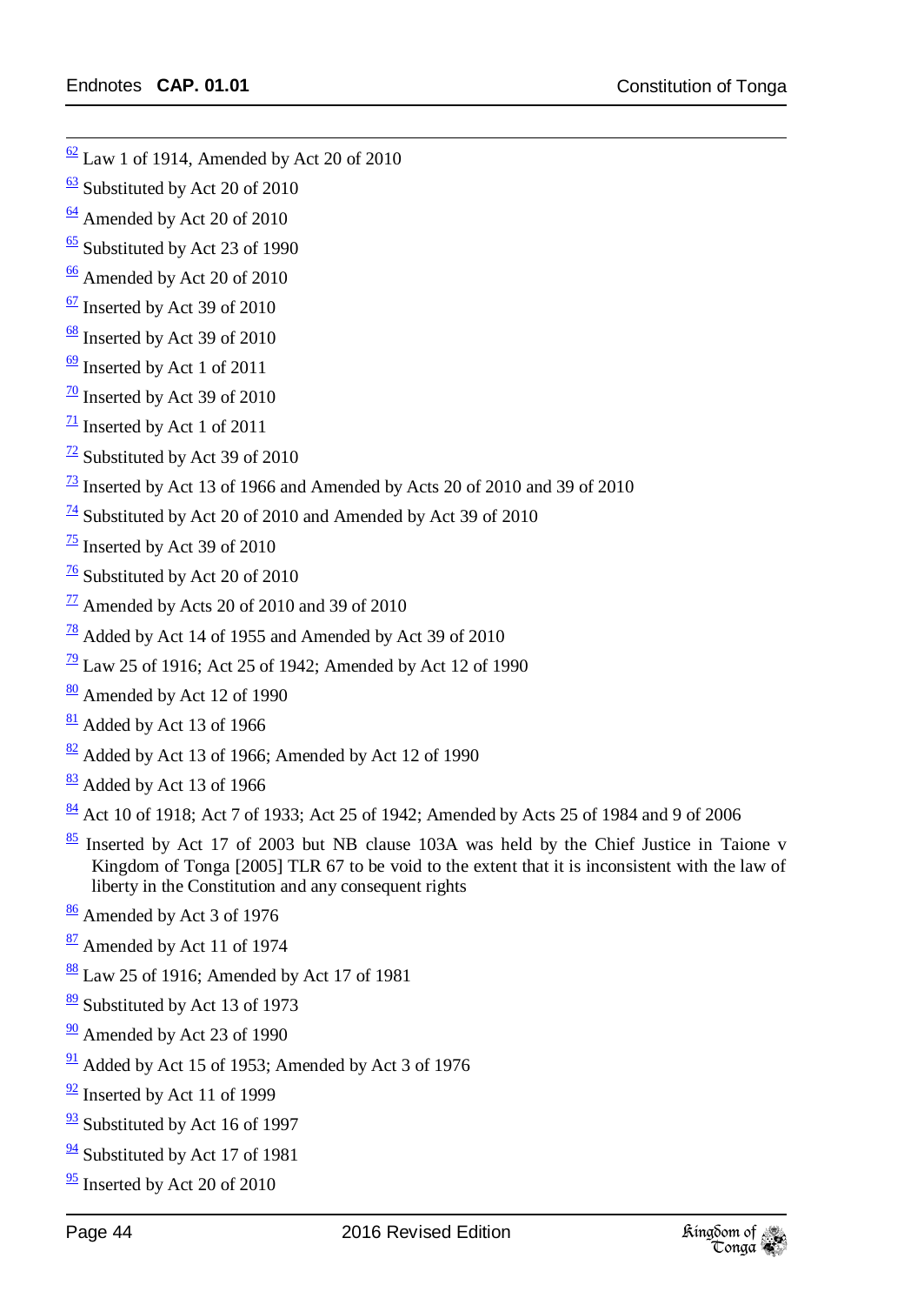[62] Law 1 of 1914, Amended by Act 20 of 2010

[63] Substituted by Act 20 of 2010

[64] Amended by Act 20 of 2010

[65] Substituted by Act 23 of 1990

[66] Amended by Act 20 of 2010

[67] Inserted by Act 39 of 2010

[68] Inserted by Act 39 of 2010

[69] Inserted by Act 1 of 2011

[70] Inserted by Act 39 of 2010

[71] Inserted by Act 1 of 2011

[72] Substituted by Act 39 of 2010

[73] Inserted by Act 13 of 1966 and Amended by Acts 20 of 2010 and 39 of 2010

[74] Substituted by Act 20 of 2010 and Amended by Act 39 of 2010

[75] Inserted by Act 39 of 2010

[76] Substituted by Act 20 of 2010

[77] Amended by Acts 20 of 2010 and 39 of 2010

[78] Added by Act 14 of 1955 and Amended by Act 39 of 2010

[79] Law 25 of 1916; Act 25 of 1942; Amended by Act 12 of 1990

[80] Amended by Act 12 of 1990

[81] Added by Act 13 of 1966

[82] Added by Act 13 of 1966; Amended by Act 12 of 1990

[83] Added by Act 13 of 1966

[84] Act 10 of 1918; Act 7 of 1933; Act 25 of 1942; Amended by Acts 25 of 1984 and 9 of 2006

[85] Inserted by Act 17 of 2003 but NB clause 103A was held by the Chief Justice in Taione v Kingdom of Tonga [2005] TLR 67 to be void to the extent that it is inconsistent with the law of liberty in the Constitution and any consequent rights

[86] Amended by Act 3 of 1976

[87] Amended by Act 11 of 1974

[88] Law 25 of 1916; Amended by Act 17 of 1981

[89] Substituted by Act 13 of 1973

[90] Amended by Act 23 of 1990

[91] Added by Act 15 of 1953; Amended by Act 3 of 1976

[92] Inserted by Act 11 of 1999

[93] Substituted by Act 16 of 1997

[94] Substituted by Act 17 of 1981

[95] Inserted by Act 20 of 2010